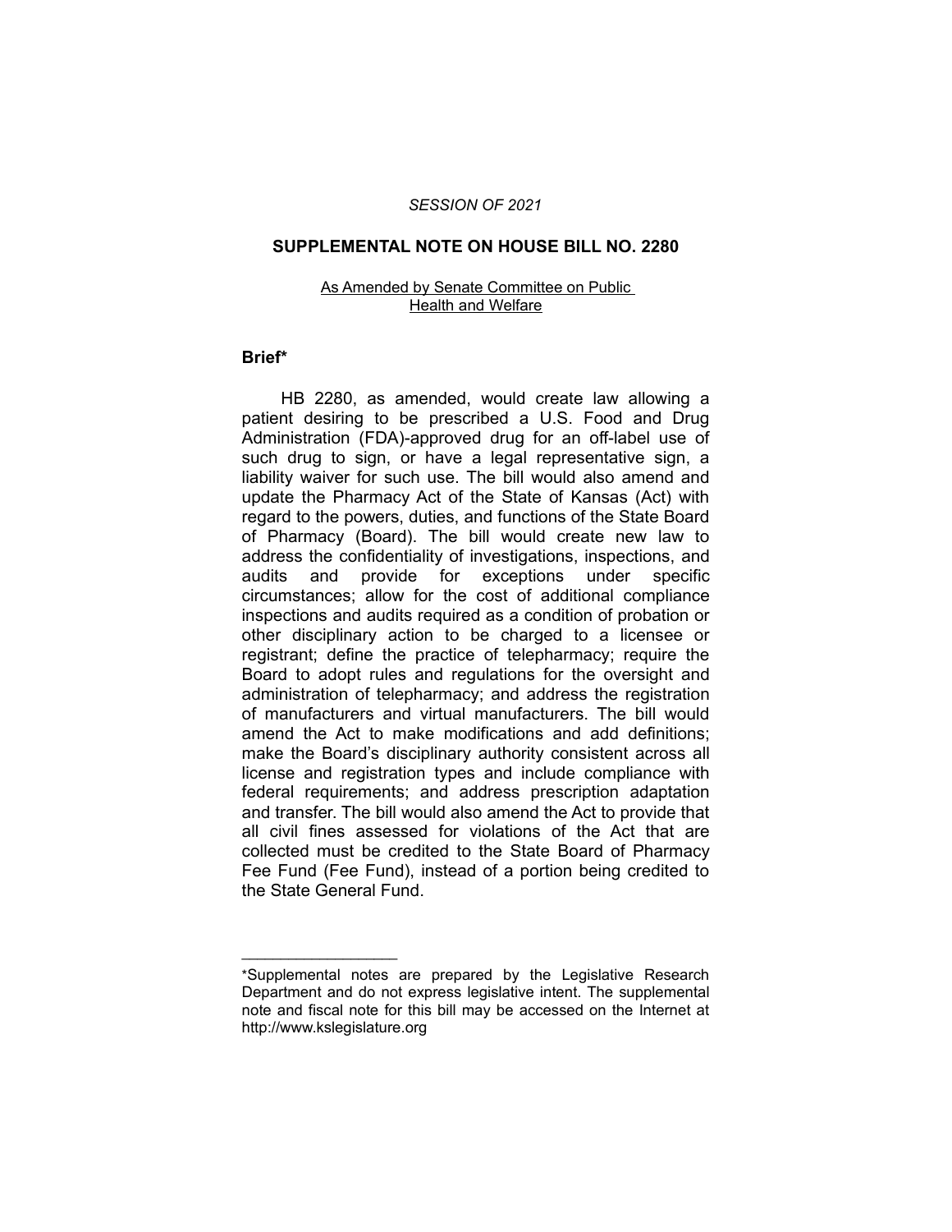*SESSION OF 2021*

## SUPPLEMENTAL NOTE ON HOUSE BILL NO. 2280

As Amended by Senate Committee on Public Health and Welfare

### Brief*

HB 2280, as amended, would create law allowing a patient desiring to be prescribed a U.S. Food and Drug Administration (FDA)-approved drug for an off-label use of such drug to sign, or have a legal representative sign, a liability waiver for such use. The bill would also amend and update the Pharmacy Act of the State of Kansas (Act) with regard to the powers, duties, and functions of the State Board of Pharmacy (Board). The bill would create new law to address the confidentiality of investigations, inspections, and audits and provide for exceptions under specific circumstances; allow for the cost of additional compliance inspections and audits required as a condition of probation or other disciplinary action to be charged to a licensee or registrant; define the practice of telepharmacy; require the Board to adopt rules and regulations for the oversight and administration of telepharmacy; and address the registration of manufacturers and virtual manufacturers. The bill would amend the Act to make modifications and add definitions; make the Board's disciplinary authority consistent across all license and registration types and include compliance with federal requirements; and address prescription adaptation and transfer. The bill would also amend the Act to provide that all civil fines assessed for violations of the Act that are collected must be credited to the State Board of Pharmacy Fee Fund (Fee Fund), instead of a portion being credited to the State General Fund.

---

*Supplemental notes are prepared by the Legislative Research Department and do not express legislative intent. The supplemental note and fiscal note for this bill may be accessed on the Internet at http://www.kslegislature.org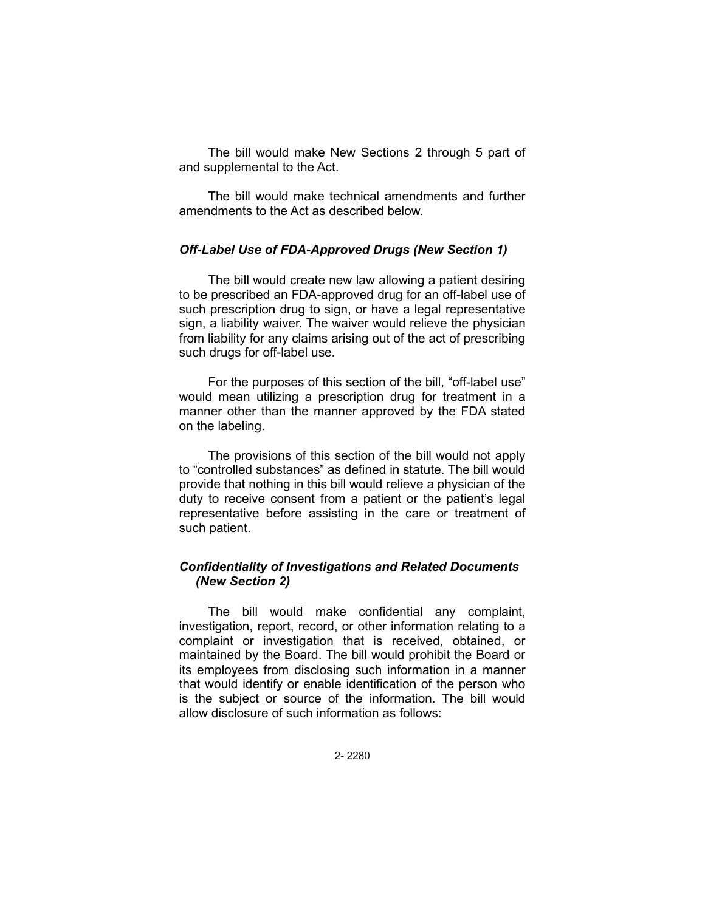The bill would make New Sections 2 through 5 part of and supplemental to the Act.

The bill would make technical amendments and further amendments to the Act as described below.

### *Off-Label Use of FDA-Approved Drugs (New Section 1)*

The bill would create new law allowing a patient desiring to be prescribed an FDA-approved drug for an off-label use of such prescription drug to sign, or have a legal representative sign, a liability waiver. The waiver would relieve the physician from liability for any claims arising out of the act of prescribing such drugs for off-label use.

For the purposes of this section of the bill, "off-label use" would mean utilizing a prescription drug for treatment in a manner other than the manner approved by the FDA stated on the labeling.

The provisions of this section of the bill would not apply to "controlled substances" as defined in statute. The bill would provide that nothing in this bill would relieve a physician of the duty to receive consent from a patient or the patient's legal representative before assisting in the care or treatment of such patient.

### *Confidentiality of Investigations and Related Documents (New Section 2)*

The bill would make confidential any complaint, investigation, report, record, or other information relating to a complaint or investigation that is received, obtained, or maintained by the Board. The bill would prohibit the Board or its employees from disclosing such information in a manner that would identify or enable identification of the person who is the subject or source of the information. The bill would allow disclosure of such information as follows: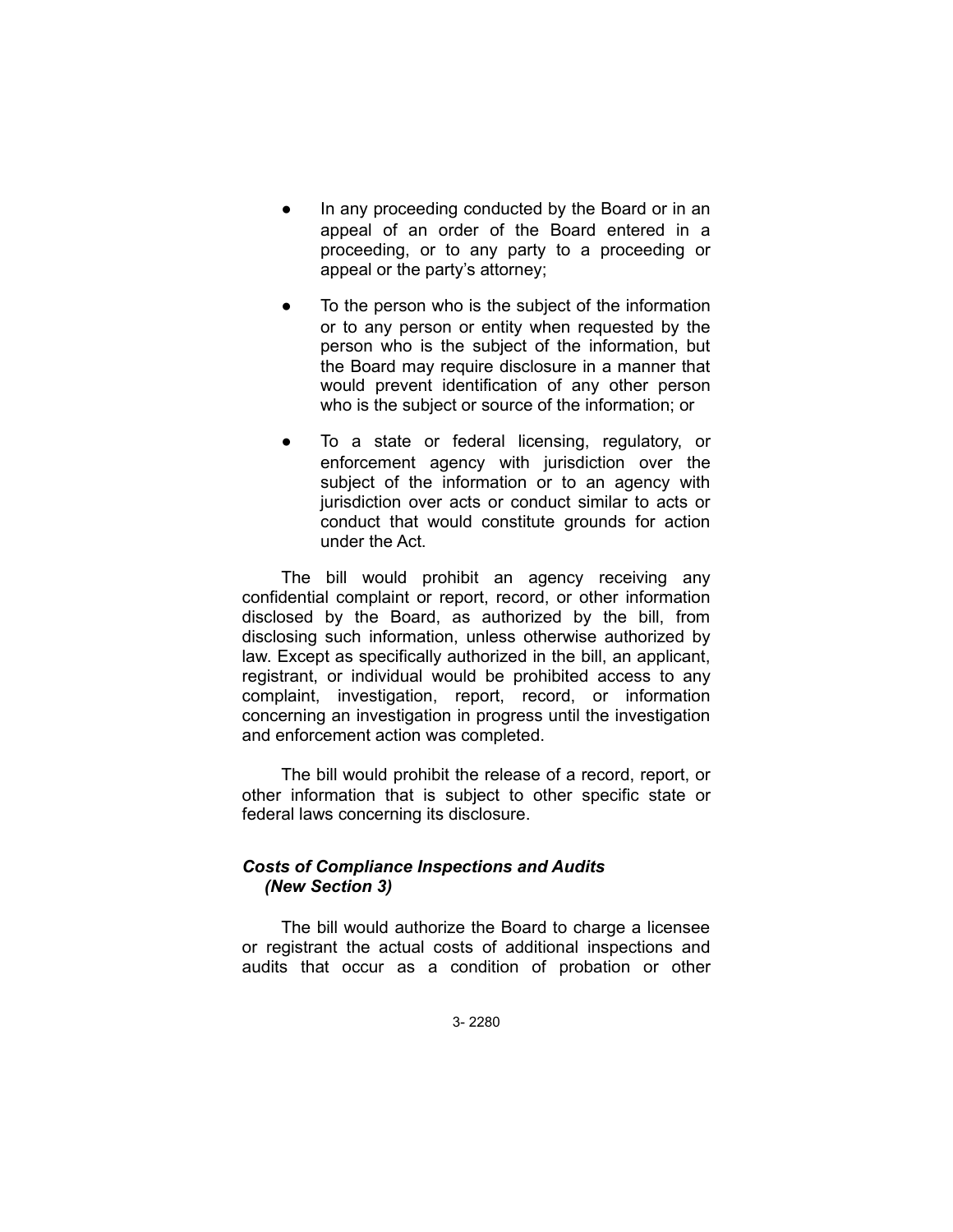- In any proceeding conducted by the Board or in an appeal of an order of the Board entered in a proceeding, or to any party to a proceeding or appeal or the party's attorney;
- To the person who is the subject of the information or to any person or entity when requested by the person who is the subject of the information, but the Board may require disclosure in a manner that would prevent identification of any other person who is the subject or source of the information; or
- To a state or federal licensing, regulatory, or enforcement agency with jurisdiction over the subject of the information or to an agency with jurisdiction over acts or conduct similar to acts or conduct that would constitute grounds for action under the Act.

The bill would prohibit an agency receiving any confidential complaint or report, record, or other information disclosed by the Board, as authorized by the bill, from disclosing such information, unless otherwise authorized by law. Except as specifically authorized in the bill, an applicant, registrant, or individual would be prohibited access to any complaint, investigation, report, record, or information concerning an investigation in progress until the investigation and enforcement action was completed.

The bill would prohibit the release of a record, report, or other information that is subject to other specific state or federal laws concerning its disclosure.

***Costs of Compliance Inspections and Audits (New Section 3)***

The bill would authorize the Board to charge a licensee or registrant the actual costs of additional inspections and audits that occur as a condition of probation or other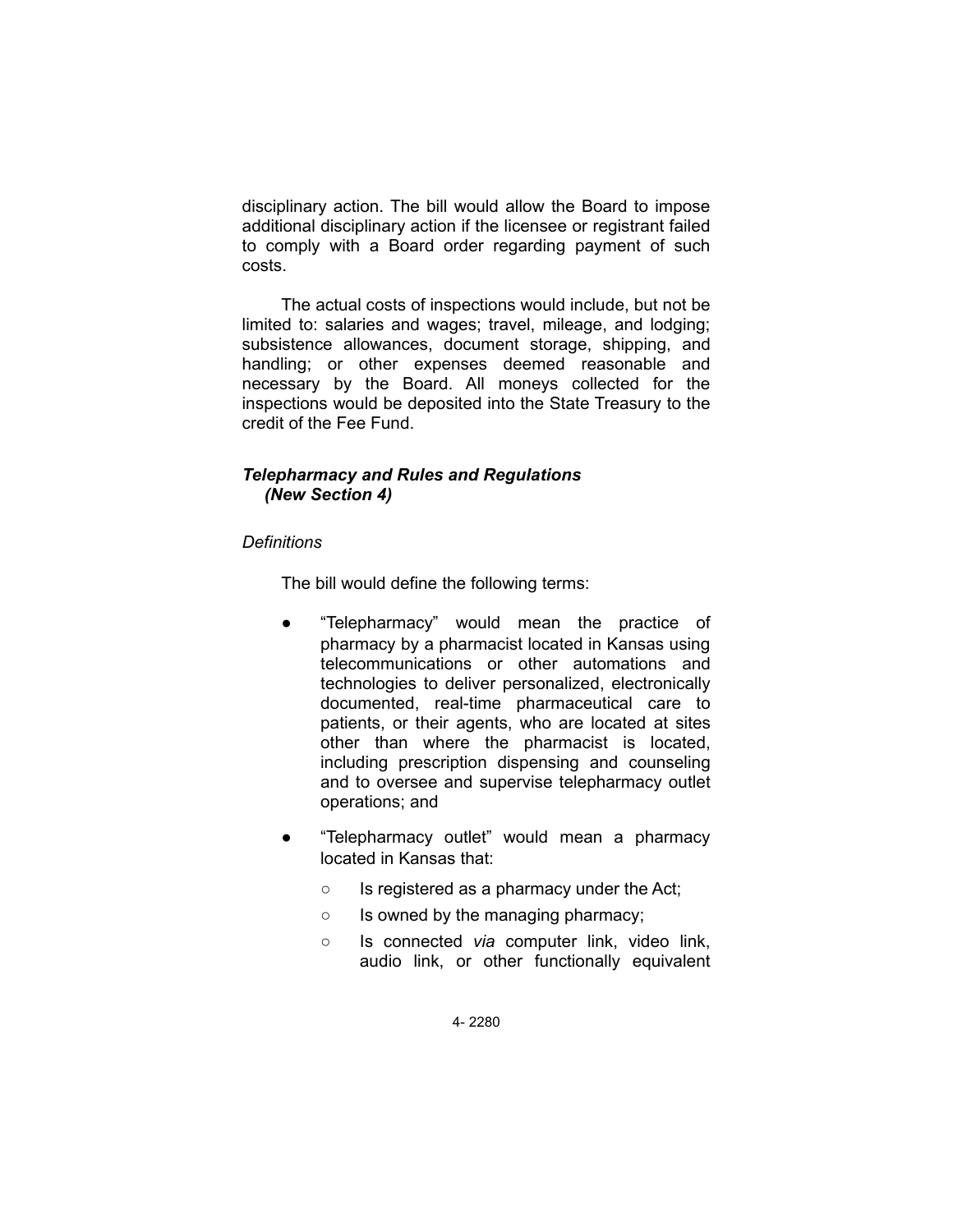disciplinary action. The bill would allow the Board to impose additional disciplinary action if the licensee or registrant failed to comply with a Board order regarding payment of such costs.

The actual costs of inspections would include, but not be limited to: salaries and wages; travel, mileage, and lodging; subsistence allowances, document storage, shipping, and handling; or other expenses deemed reasonable and necessary by the Board. All moneys collected for the inspections would be deposited into the State Treasury to the credit of the Fee Fund.

### *Telepharmacy and Rules and Regulations (New Section 4)*

*Definitions*

The bill would define the following terms:

- "Telepharmacy" would mean the practice of pharmacy by a pharmacist located in Kansas using telecommunications or other automations and technologies to deliver personalized, electronically documented, real-time pharmaceutical care to patients, or their agents, who are located at sites other than where the pharmacist is located, including prescription dispensing and counseling and to oversee and supervise telepharmacy outlet operations; and
- "Telepharmacy outlet" would mean a pharmacy located in Kansas that:
  - Is registered as a pharmacy under the Act;
  - Is owned by the managing pharmacy;
  - Is connected *via* computer link, video link, audio link, or other functionally equivalent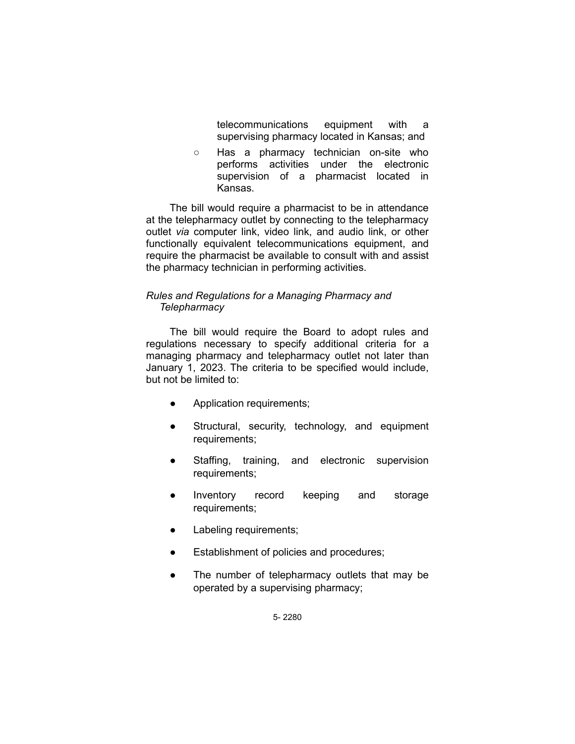telecommunications equipment with a supervising pharmacy located in Kansas; and

- Has a pharmacy technician on-site who performs activities under the electronic supervision of a pharmacist located in Kansas.

The bill would require a pharmacist to be in attendance at the telepharmacy outlet by connecting to the telepharmacy outlet *via* computer link, video link, and audio link, or other functionally equivalent telecommunications equipment, and require the pharmacist be available to consult with and assist the pharmacy technician in performing activities.

*Rules and Regulations for a Managing Pharmacy and Telepharmacy*

The bill would require the Board to adopt rules and regulations necessary to specify additional criteria for a managing pharmacy and telepharmacy outlet not later than January 1, 2023. The criteria to be specified would include, but not be limited to:

- Application requirements;
- Structural, security, technology, and equipment requirements;
- Staffing, training, and electronic supervision requirements;
- Inventory record keeping and storage requirements;
- Labeling requirements;
- Establishment of policies and procedures;
- The number of telepharmacy outlets that may be operated by a supervising pharmacy;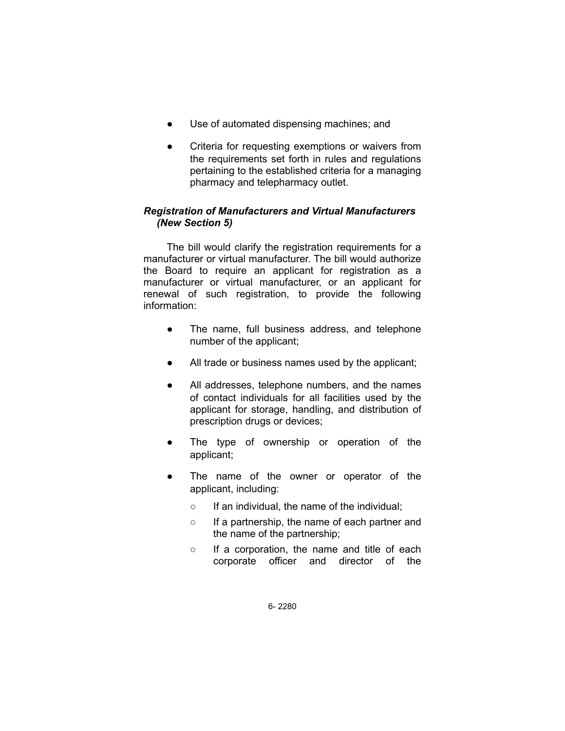- Use of automated dispensing machines; and
- Criteria for requesting exemptions or waivers from the requirements set forth in rules and regulations pertaining to the established criteria for a managing pharmacy and telepharmacy outlet.

***Registration of Manufacturers and Virtual Manufacturers (New Section 5)***

The bill would clarify the registration requirements for a manufacturer or virtual manufacturer. The bill would authorize the Board to require an applicant for registration as a manufacturer or virtual manufacturer, or an applicant for renewal of such registration, to provide the following information:

- The name, full business address, and telephone number of the applicant;
- All trade or business names used by the applicant;
- All addresses, telephone numbers, and the names of contact individuals for all facilities used by the applicant for storage, handling, and distribution of prescription drugs or devices;
- The type of ownership or operation of the applicant;
- The name of the owner or operator of the applicant, including:
  - If an individual, the name of the individual;
  - If a partnership, the name of each partner and the name of the partnership;
  - If a corporation, the name and title of each corporate officer and director of the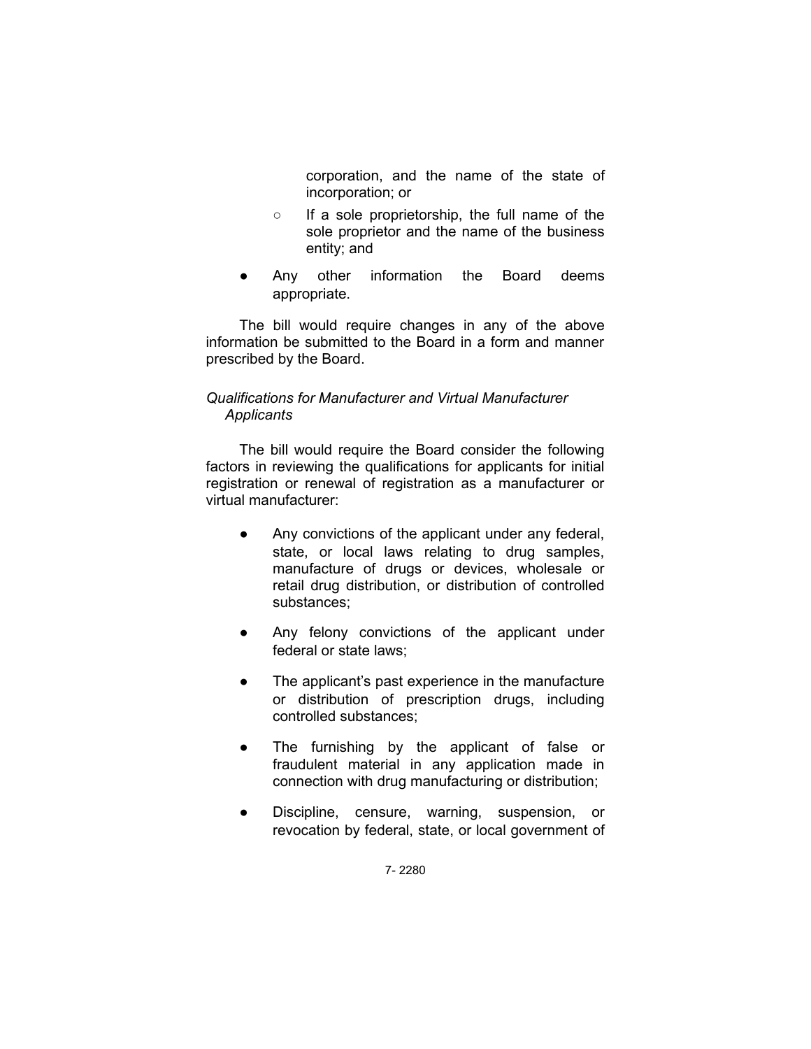corporation, and the name of the state of incorporation; or

- If a sole proprietorship, the full name of the sole proprietor and the name of the business entity; and

- Any other information the Board deems appropriate.

The bill would require changes in any of the above information be submitted to the Board in a form and manner prescribed by the Board.

*Qualifications for Manufacturer and Virtual Manufacturer Applicants*

The bill would require the Board consider the following factors in reviewing the qualifications for applicants for initial registration or renewal of registration as a manufacturer or virtual manufacturer:

- Any convictions of the applicant under any federal, state, or local laws relating to drug samples, manufacture of drugs or devices, wholesale or retail drug distribution, or distribution of controlled substances;
- Any felony convictions of the applicant under federal or state laws;
- The applicant's past experience in the manufacture or distribution of prescription drugs, including controlled substances;
- The furnishing by the applicant of false or fraudulent material in any application made in connection with drug manufacturing or distribution;
- Discipline, censure, warning, suspension, or revocation by federal, state, or local government of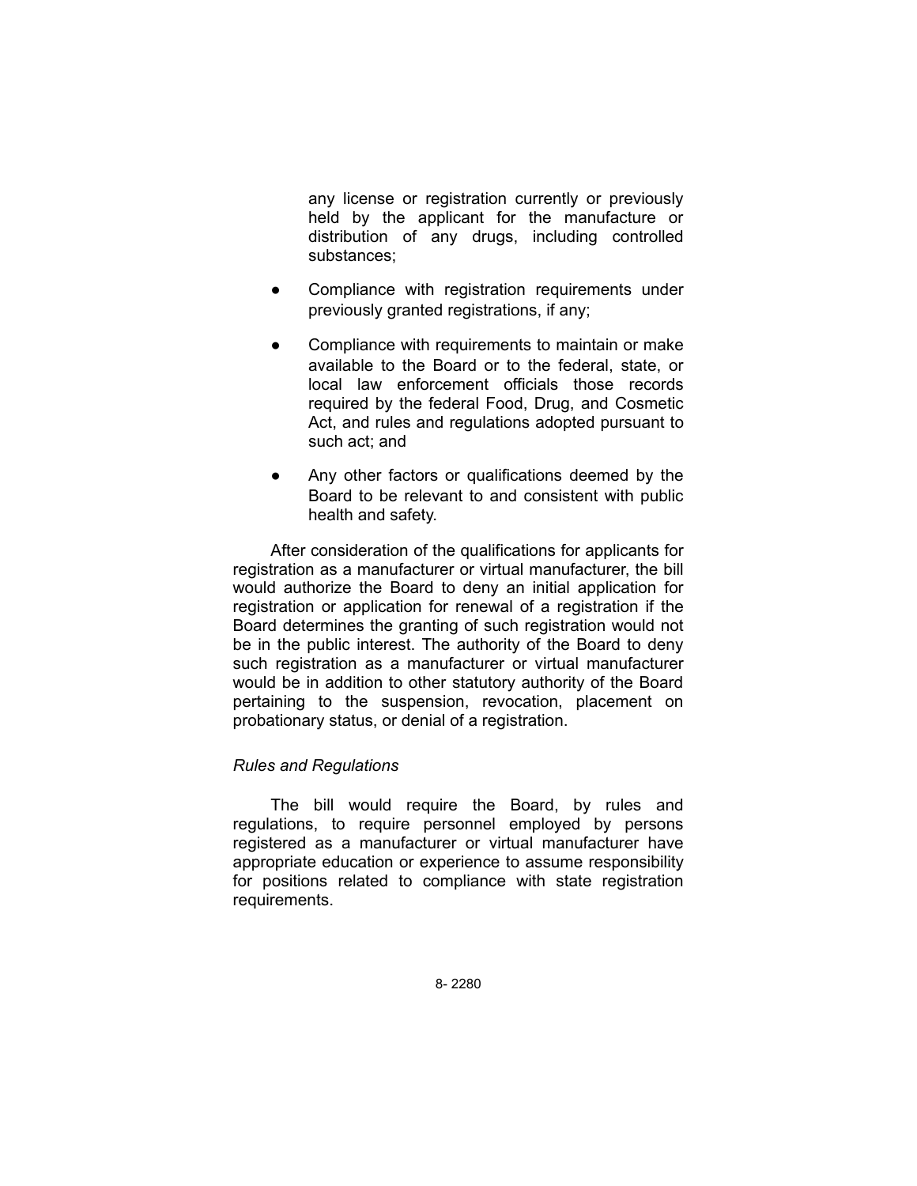any license or registration currently or previously held by the applicant for the manufacture or distribution of any drugs, including controlled substances;

- Compliance with registration requirements under previously granted registrations, if any;
- Compliance with requirements to maintain or make available to the Board or to the federal, state, or local law enforcement officials those records required by the federal Food, Drug, and Cosmetic Act, and rules and regulations adopted pursuant to such act; and
- Any other factors or qualifications deemed by the Board to be relevant to and consistent with public health and safety.

After consideration of the qualifications for applicants for registration as a manufacturer or virtual manufacturer, the bill would authorize the Board to deny an initial application for registration or application for renewal of a registration if the Board determines the granting of such registration would not be in the public interest. The authority of the Board to deny such registration as a manufacturer or virtual manufacturer would be in addition to other statutory authority of the Board pertaining to the suspension, revocation, placement on probationary status, or denial of a registration.

*Rules and Regulations*

The bill would require the Board, by rules and regulations, to require personnel employed by persons registered as a manufacturer or virtual manufacturer have appropriate education or experience to assume responsibility for positions related to compliance with state registration requirements.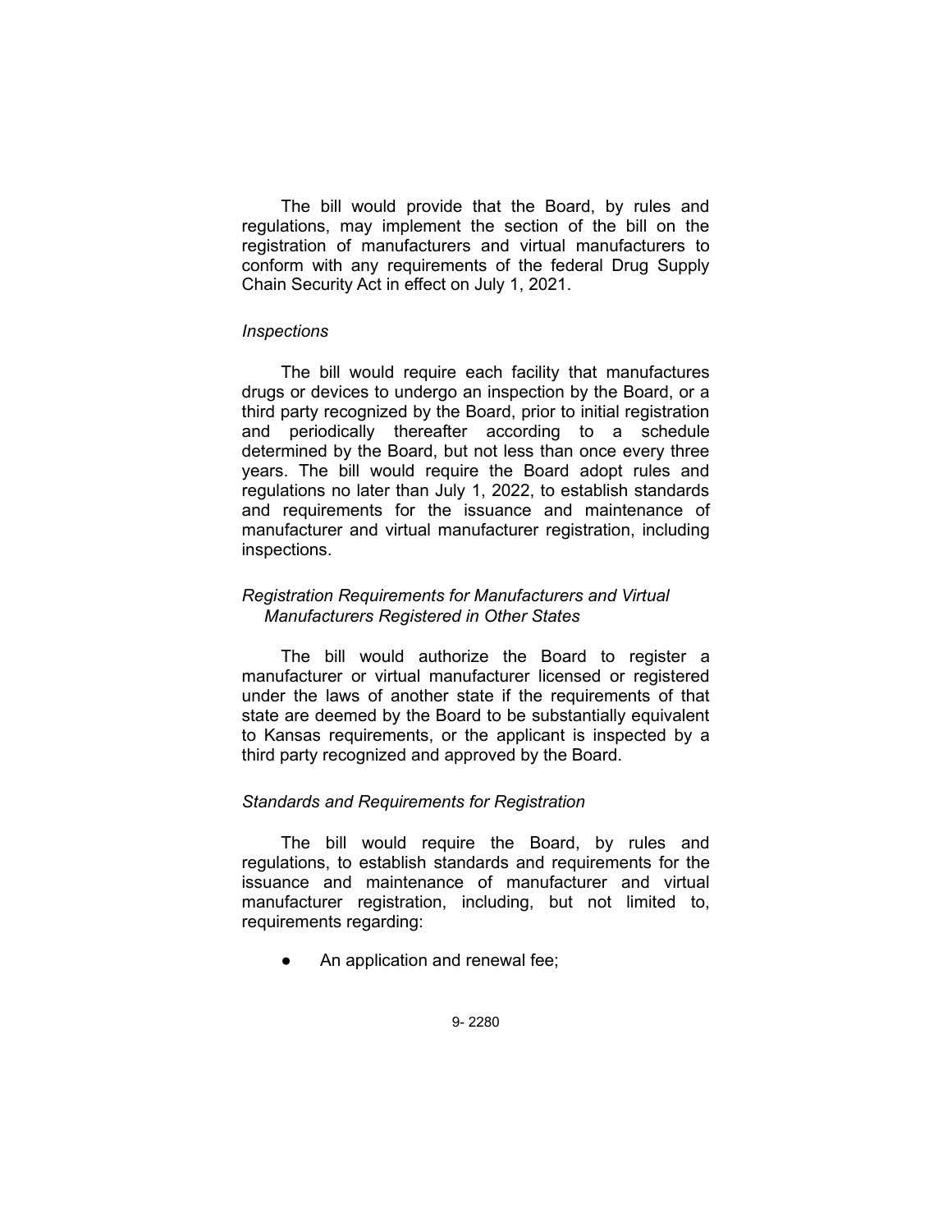The bill would provide that the Board, by rules and regulations, may implement the section of the bill on the registration of manufacturers and virtual manufacturers to conform with any requirements of the federal Drug Supply Chain Security Act in effect on July 1, 2021.

*Inspections*

The bill would require each facility that manufactures drugs or devices to undergo an inspection by the Board, or a third party recognized by the Board, prior to initial registration and periodically thereafter according to a schedule determined by the Board, but not less than once every three years. The bill would require the Board adopt rules and regulations no later than July 1, 2022, to establish standards and requirements for the issuance and maintenance of manufacturer and virtual manufacturer registration, including inspections.

*Registration Requirements for Manufacturers and Virtual Manufacturers Registered in Other States*

The bill would authorize the Board to register a manufacturer or virtual manufacturer licensed or registered under the laws of another state if the requirements of that state are deemed by the Board to be substantially equivalent to Kansas requirements, or the applicant is inspected by a third party recognized and approved by the Board.

*Standards and Requirements for Registration*

The bill would require the Board, by rules and regulations, to establish standards and requirements for the issuance and maintenance of manufacturer and virtual manufacturer registration, including, but not limited to, requirements regarding:

- An application and renewal fee;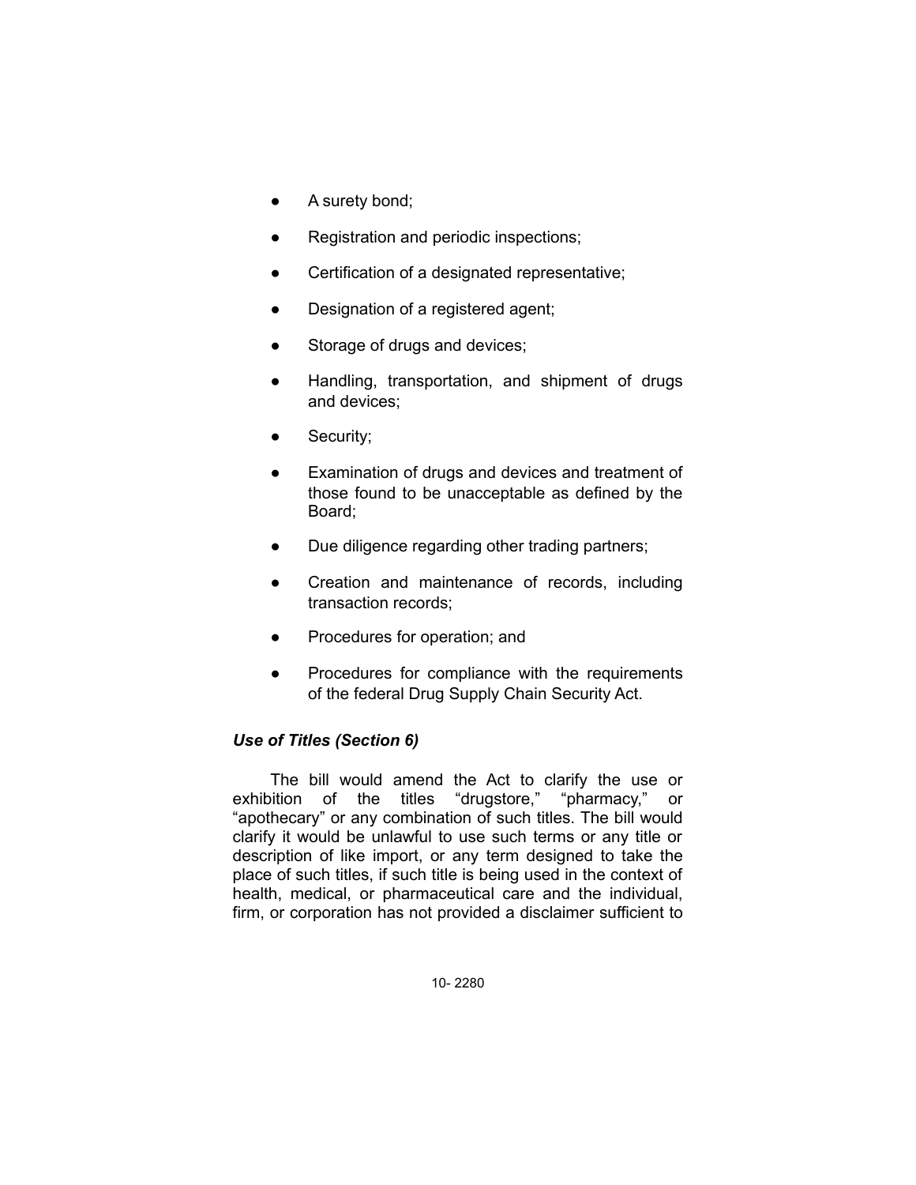- A surety bond;
- Registration and periodic inspections;
- Certification of a designated representative;
- Designation of a registered agent;
- Storage of drugs and devices;
- Handling, transportation, and shipment of drugs and devices;
- Security;
- Examination of drugs and devices and treatment of those found to be unacceptable as defined by the Board;
- Due diligence regarding other trading partners;
- Creation and maintenance of records, including transaction records;
- Procedures for operation; and
- Procedures for compliance with the requirements of the federal Drug Supply Chain Security Act.

### *Use of Titles (Section 6)*

The bill would amend the Act to clarify the use or exhibition of the titles "drugstore," "pharmacy," or "apothecary" or any combination of such titles. The bill would clarify it would be unlawful to use such terms or any title or description of like import, or any term designed to take the place of such titles, if such title is being used in the context of health, medical, or pharmaceutical care and the individual, firm, or corporation has not provided a disclaimer sufficient to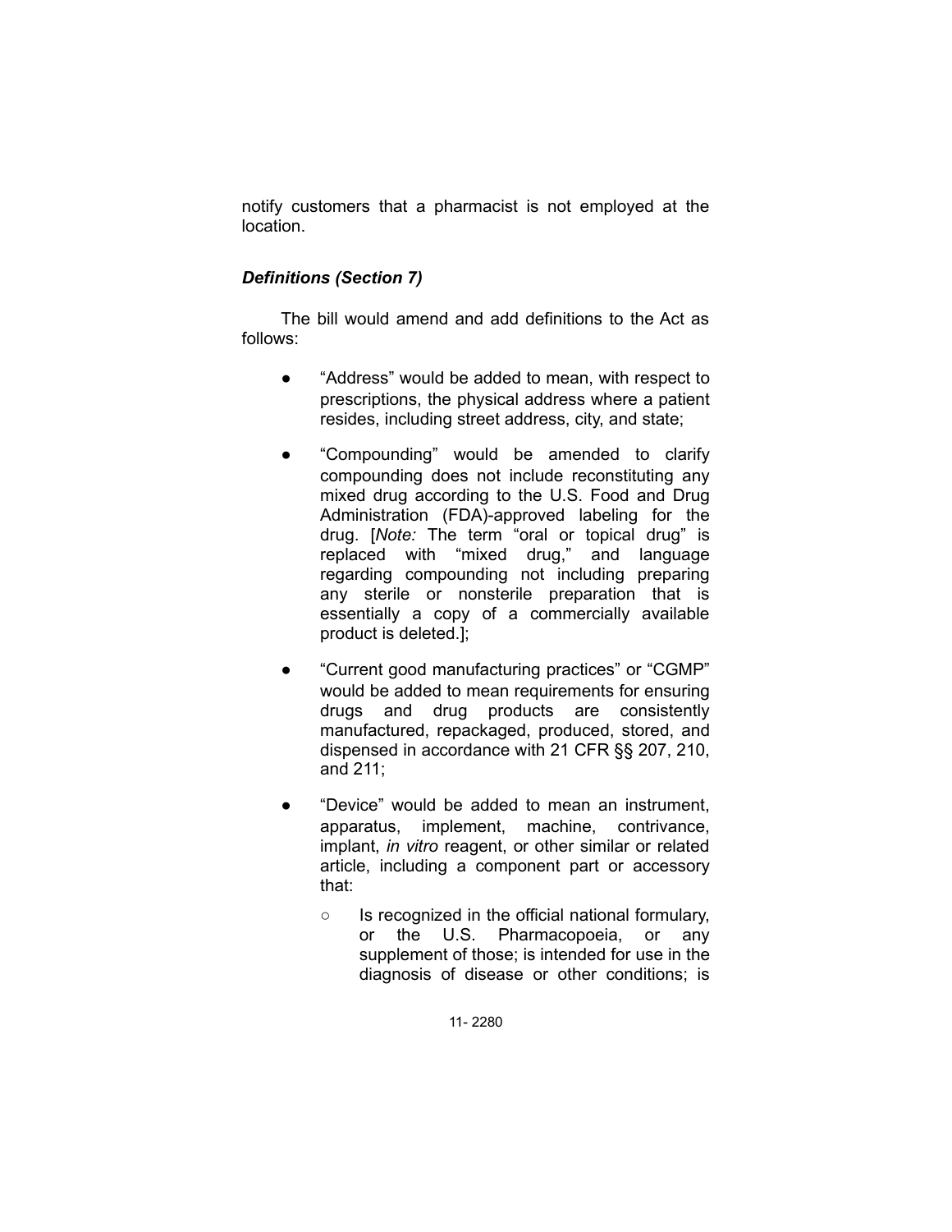notify customers that a pharmacist is not employed at the location.

### *Definitions (Section 7)*

The bill would amend and add definitions to the Act as follows:

- "Address" would be added to mean, with respect to prescriptions, the physical address where a patient resides, including street address, city, and state;
- "Compounding" would be amended to clarify compounding does not include reconstituting any mixed drug according to the U.S. Food and Drug Administration (FDA)-approved labeling for the drug. [*Note:* The term "oral or topical drug" is replaced with "mixed drug," and language regarding compounding not including preparing any sterile or nonsterile preparation that is essentially a copy of a commercially available product is deleted.];
- "Current good manufacturing practices" or "CGMP" would be added to mean requirements for ensuring drugs and drug products are consistently manufactured, repackaged, produced, stored, and dispensed in accordance with 21 CFR §§ 207, 210, and 211;
- "Device" would be added to mean an instrument, apparatus, implement, machine, contrivance, implant, *in vitro* reagent, or other similar or related article, including a component part or accessory that:
  - Is recognized in the official national formulary, or the U.S. Pharmacopoeia, or any supplement of those; is intended for use in the diagnosis of disease or other conditions; is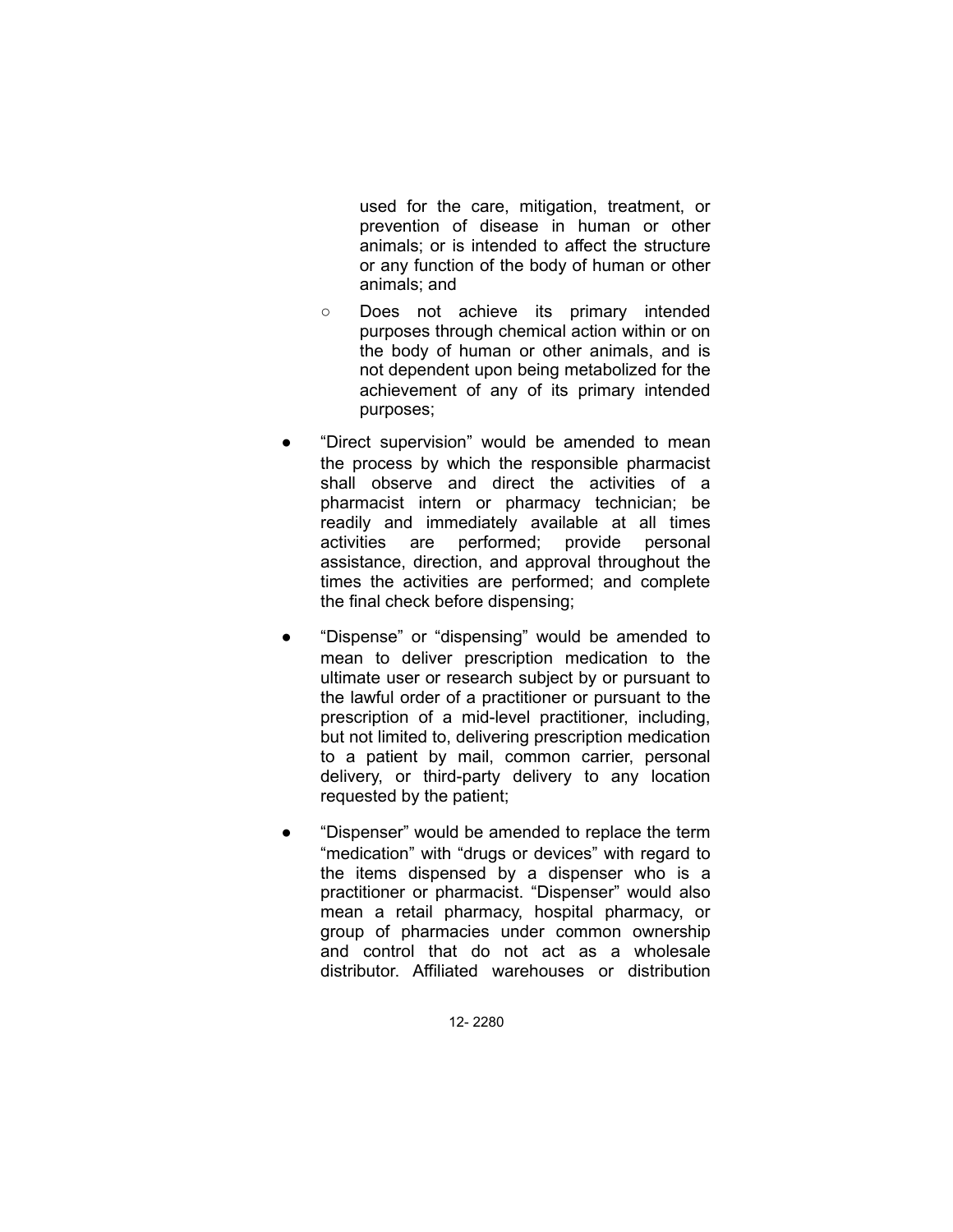used for the care, mitigation, treatment, or prevention of disease in human or other animals; or is intended to affect the structure or any function of the body of human or other animals; and

  - Does not achieve its primary intended purposes through chemical action within or on the body of human or other animals, and is not dependent upon being metabolized for the achievement of any of its primary intended purposes;

- "Direct supervision" would be amended to mean the process by which the responsible pharmacist shall observe and direct the activities of a pharmacist intern or pharmacy technician; be readily and immediately available at all times activities are performed; provide personal assistance, direction, and approval throughout the times the activities are performed; and complete the final check before dispensing;

- "Dispense" or "dispensing" would be amended to mean to deliver prescription medication to the ultimate user or research subject by or pursuant to the lawful order of a practitioner or pursuant to the prescription of a mid-level practitioner, including, but not limited to, delivering prescription medication to a patient by mail, common carrier, personal delivery, or third-party delivery to any location requested by the patient;

- "Dispenser" would be amended to replace the term "medication" with "drugs or devices" with regard to the items dispensed by a dispenser who is a practitioner or pharmacist. "Dispenser" would also mean a retail pharmacy, hospital pharmacy, or group of pharmacies under common ownership and control that do not act as a wholesale distributor. Affiliated warehouses or distribution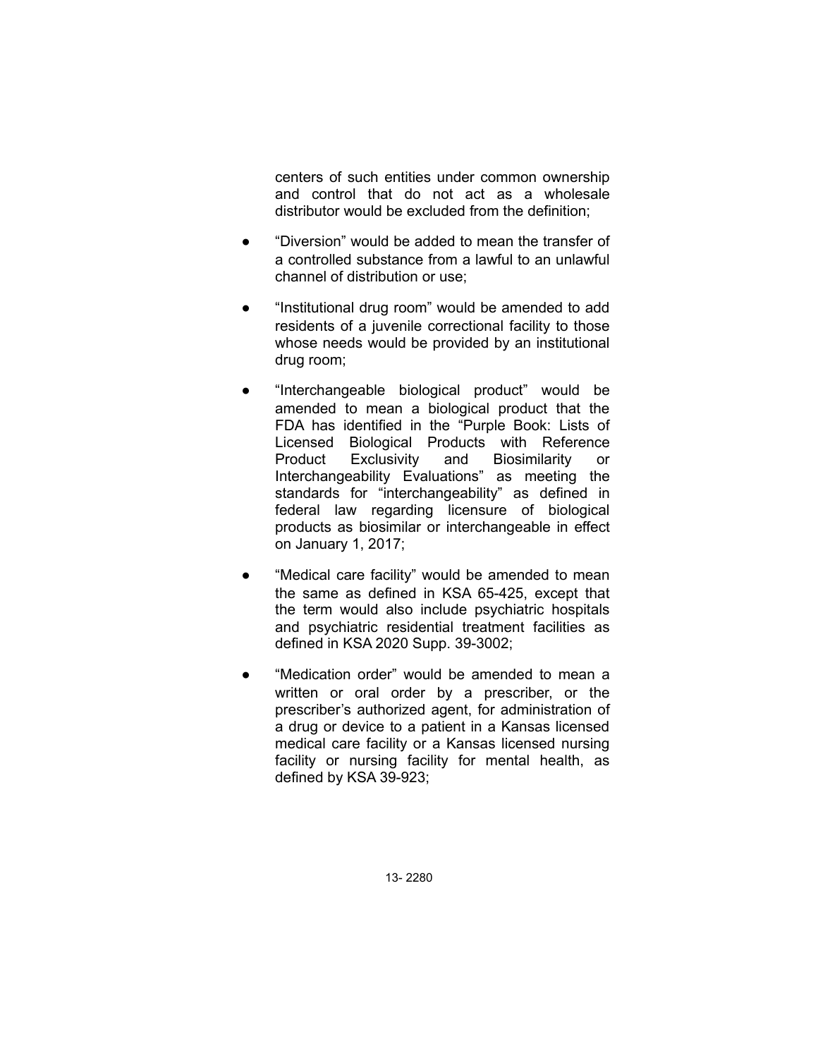centers of such entities under common ownership and control that do not act as a wholesale distributor would be excluded from the definition;

- "Diversion" would be added to mean the transfer of a controlled substance from a lawful to an unlawful channel of distribution or use;
- "Institutional drug room" would be amended to add residents of a juvenile correctional facility to those whose needs would be provided by an institutional drug room;
- "Interchangeable biological product" would be amended to mean a biological product that the FDA has identified in the "Purple Book: Lists of Licensed Biological Products with Reference Product Exclusivity and Biosimilarity or Interchangeability Evaluations" as meeting the standards for "interchangeability" as defined in federal law regarding licensure of biological products as biosimilar or interchangeable in effect on January 1, 2017;
- "Medical care facility" would be amended to mean the same as defined in KSA 65-425, except that the term would also include psychiatric hospitals and psychiatric residential treatment facilities as defined in KSA 2020 Supp. 39-3002;
- "Medication order" would be amended to mean a written or oral order by a prescriber, or the prescriber's authorized agent, for administration of a drug or device to a patient in a Kansas licensed medical care facility or a Kansas licensed nursing facility or nursing facility for mental health, as defined by KSA 39-923;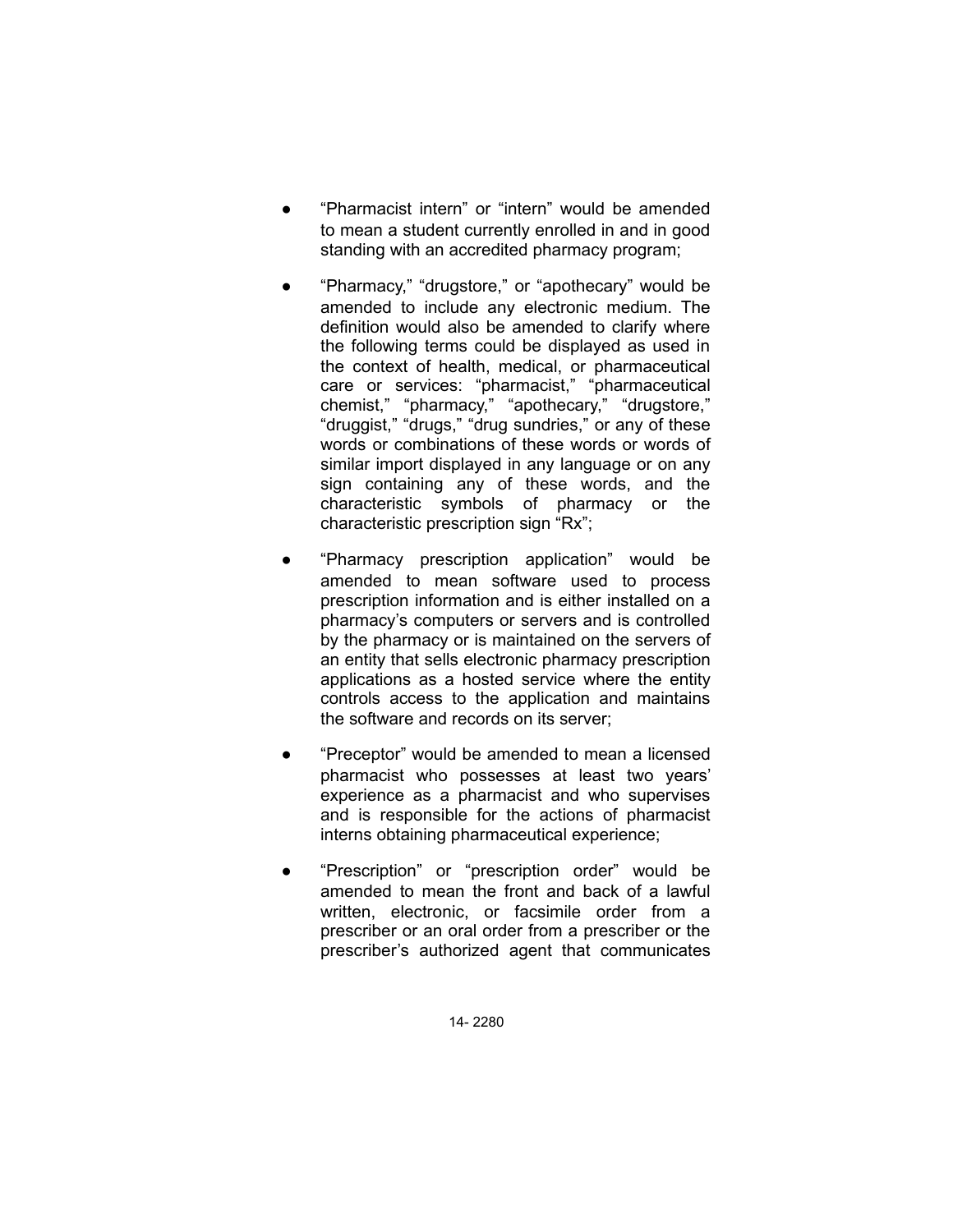- "Pharmacist intern" or "intern" would be amended to mean a student currently enrolled in and in good standing with an accredited pharmacy program;

- "Pharmacy," "drugstore," or "apothecary" would be amended to include any electronic medium. The definition would also be amended to clarify where the following terms could be displayed as used in the context of health, medical, or pharmaceutical care or services: "pharmacist," "pharmaceutical chemist," "pharmacy," "apothecary," "drugstore," "druggist," "drugs," "drug sundries," or any of these words or combinations of these words or words of similar import displayed in any language or on any sign containing any of these words, and the characteristic symbols of pharmacy or the characteristic prescription sign "Rx";

- "Pharmacy prescription application" would be amended to mean software used to process prescription information and is either installed on a pharmacy's computers or servers and is controlled by the pharmacy or is maintained on the servers of an entity that sells electronic pharmacy prescription applications as a hosted service where the entity controls access to the application and maintains the software and records on its server;

- "Preceptor" would be amended to mean a licensed pharmacist who possesses at least two years' experience as a pharmacist and who supervises and is responsible for the actions of pharmacist interns obtaining pharmaceutical experience;

- "Prescription" or "prescription order" would be amended to mean the front and back of a lawful written, electronic, or facsimile order from a prescriber or an oral order from a prescriber or the prescriber's authorized agent that communicates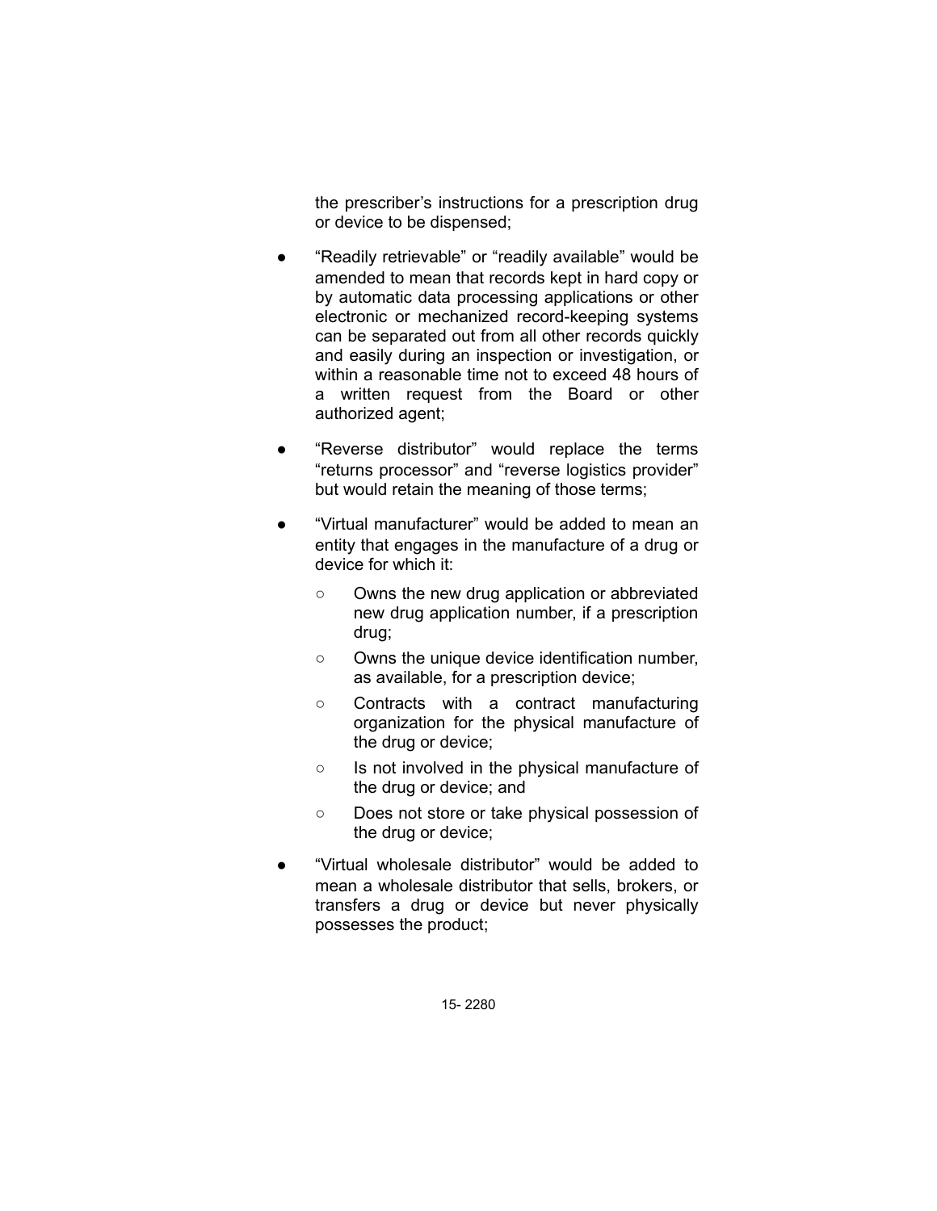the prescriber's instructions for a prescription drug or device to be dispensed;

- "Readily retrievable" or "readily available" would be amended to mean that records kept in hard copy or by automatic data processing applications or other electronic or mechanized record-keeping systems can be separated out from all other records quickly and easily during an inspection or investigation, or within a reasonable time not to exceed 48 hours of a written request from the Board or other authorized agent;
- "Reverse distributor" would replace the terms "returns processor" and "reverse logistics provider" but would retain the meaning of those terms;
- "Virtual manufacturer" would be added to mean an entity that engages in the manufacture of a drug or device for which it:
  - Owns the new drug application or abbreviated new drug application number, if a prescription drug;
  - Owns the unique device identification number, as available, for a prescription device;
  - Contracts with a contract manufacturing organization for the physical manufacture of the drug or device;
  - Is not involved in the physical manufacture of the drug or device; and
  - Does not store or take physical possession of the drug or device;
- "Virtual wholesale distributor" would be added to mean a wholesale distributor that sells, brokers, or transfers a drug or device but never physically possesses the product;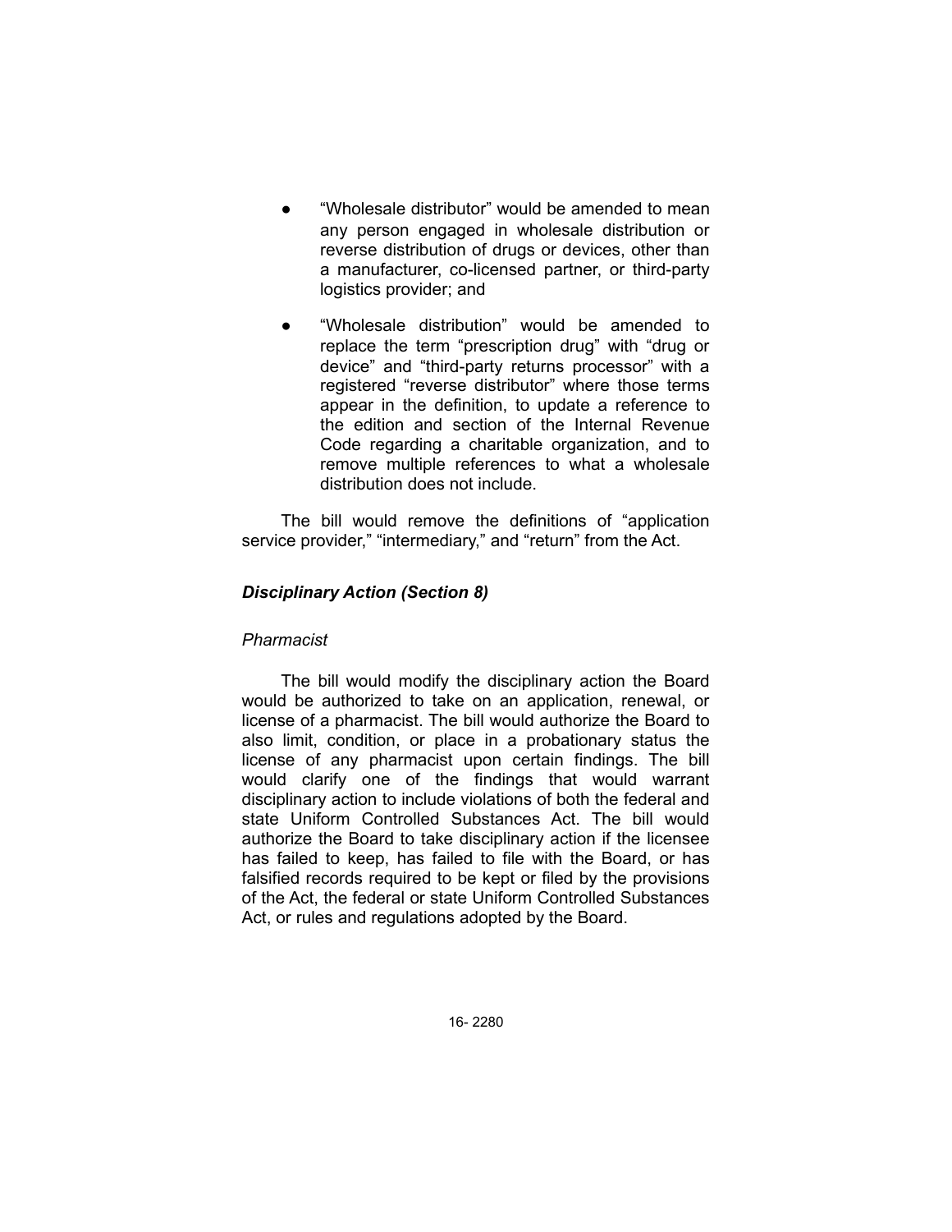- "Wholesale distributor" would be amended to mean any person engaged in wholesale distribution or reverse distribution of drugs or devices, other than a manufacturer, co-licensed partner, or third-party logistics provider; and
- "Wholesale distribution" would be amended to replace the term "prescription drug" with "drug or device" and "third-party returns processor" with a registered "reverse distributor" where those terms appear in the definition, to update a reference to the edition and section of the Internal Revenue Code regarding a charitable organization, and to remove multiple references to what a wholesale distribution does not include.

The bill would remove the definitions of "application service provider," "intermediary," and "return" from the Act.

### *Disciplinary Action (Section 8)*

*Pharmacist*

The bill would modify the disciplinary action the Board would be authorized to take on an application, renewal, or license of a pharmacist. The bill would authorize the Board to also limit, condition, or place in a probationary status the license of any pharmacist upon certain findings. The bill would clarify one of the findings that would warrant disciplinary action to include violations of both the federal and state Uniform Controlled Substances Act. The bill would authorize the Board to take disciplinary action if the licensee has failed to keep, has failed to file with the Board, or has falsified records required to be kept or filed by the provisions of the Act, the federal or state Uniform Controlled Substances Act, or rules and regulations adopted by the Board.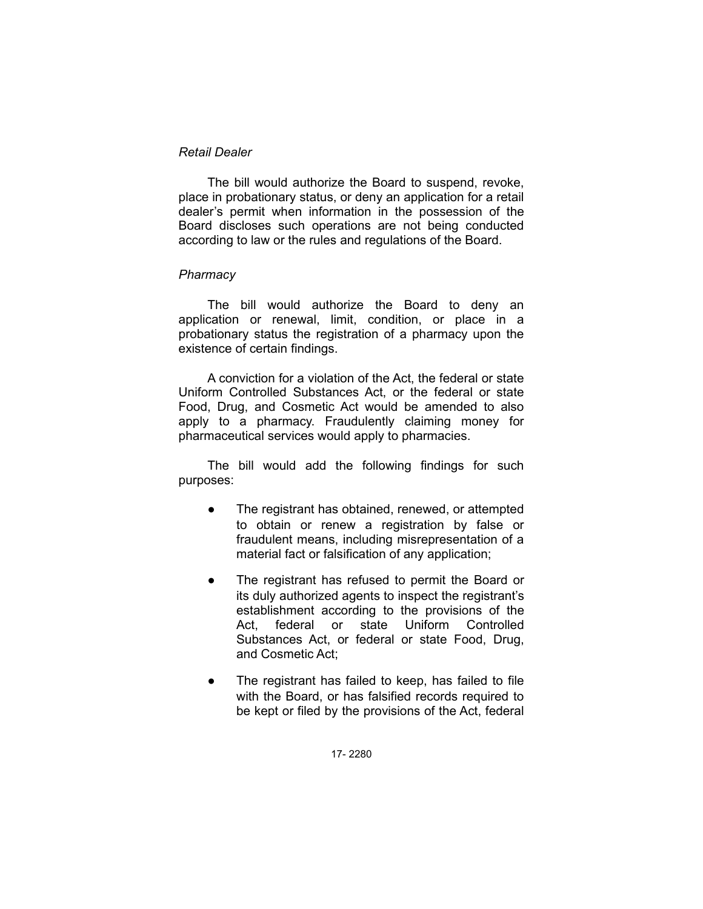*Retail Dealer*

The bill would authorize the Board to suspend, revoke, place in probationary status, or deny an application for a retail dealer's permit when information in the possession of the Board discloses such operations are not being conducted according to law or the rules and regulations of the Board.

*Pharmacy*

The bill would authorize the Board to deny an application or renewal, limit, condition, or place in a probationary status the registration of a pharmacy upon the existence of certain findings.

A conviction for a violation of the Act, the federal or state Uniform Controlled Substances Act, or the federal or state Food, Drug, and Cosmetic Act would be amended to also apply to a pharmacy. Fraudulently claiming money for pharmaceutical services would apply to pharmacies.

The bill would add the following findings for such purposes:

- The registrant has obtained, renewed, or attempted to obtain or renew a registration by false or fraudulent means, including misrepresentation of a material fact or falsification of any application;
- The registrant has refused to permit the Board or its duly authorized agents to inspect the registrant's establishment according to the provisions of the Act, federal or state Uniform Controlled Substances Act, or federal or state Food, Drug, and Cosmetic Act;
- The registrant has failed to keep, has failed to file with the Board, or has falsified records required to be kept or filed by the provisions of the Act, federal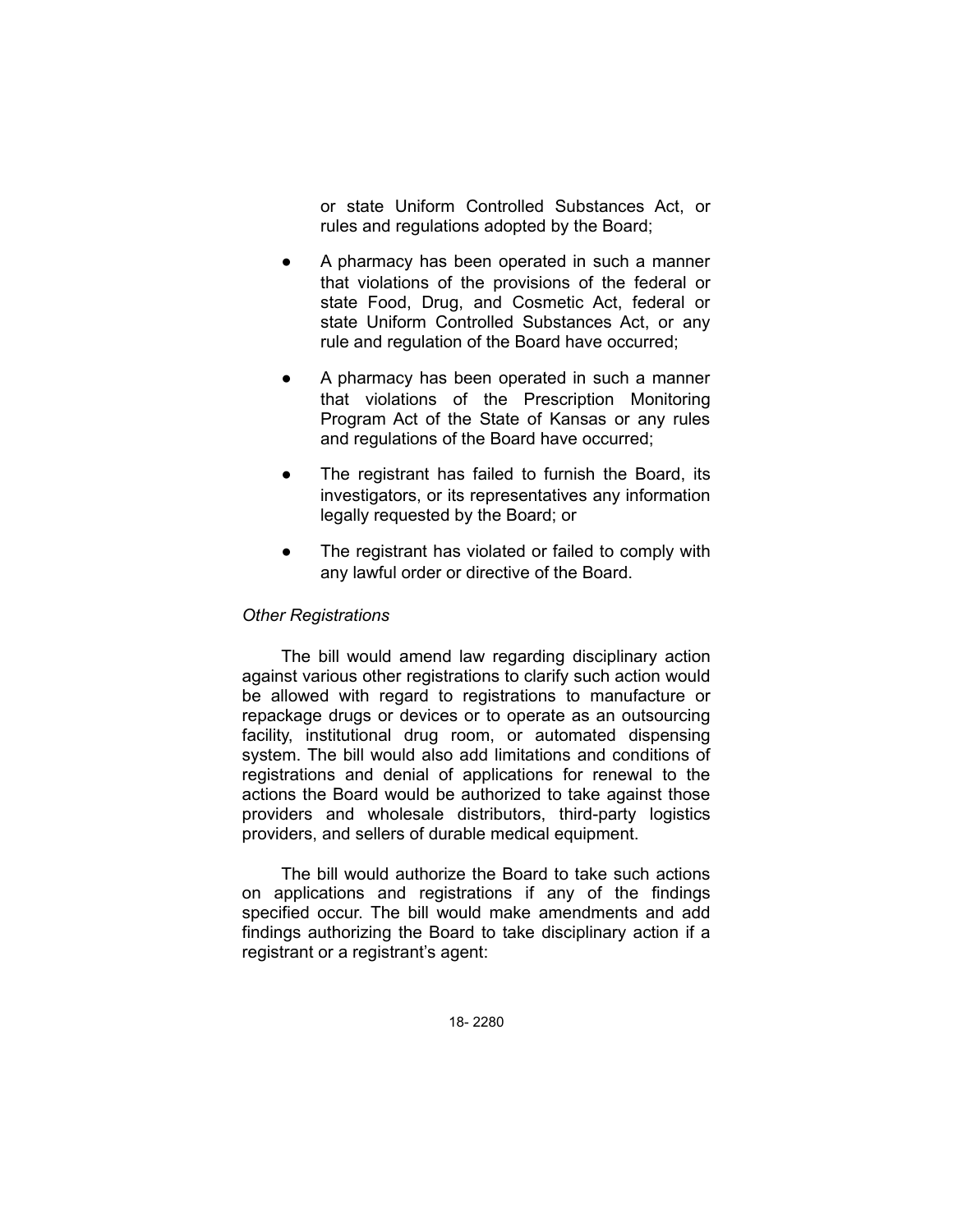or state Uniform Controlled Substances Act, or rules and regulations adopted by the Board;

- A pharmacy has been operated in such a manner that violations of the provisions of the federal or state Food, Drug, and Cosmetic Act, federal or state Uniform Controlled Substances Act, or any rule and regulation of the Board have occurred;
- A pharmacy has been operated in such a manner that violations of the Prescription Monitoring Program Act of the State of Kansas or any rules and regulations of the Board have occurred;
- The registrant has failed to furnish the Board, its investigators, or its representatives any information legally requested by the Board; or
- The registrant has violated or failed to comply with any lawful order or directive of the Board.

*Other Registrations*

The bill would amend law regarding disciplinary action against various other registrations to clarify such action would be allowed with regard to registrations to manufacture or repackage drugs or devices or to operate as an outsourcing facility, institutional drug room, or automated dispensing system. The bill would also add limitations and conditions of registrations and denial of applications for renewal to the actions the Board would be authorized to take against those providers and wholesale distributors, third-party logistics providers, and sellers of durable medical equipment.

The bill would authorize the Board to take such actions on applications and registrations if any of the findings specified occur. The bill would make amendments and add findings authorizing the Board to take disciplinary action if a registrant or a registrant's agent: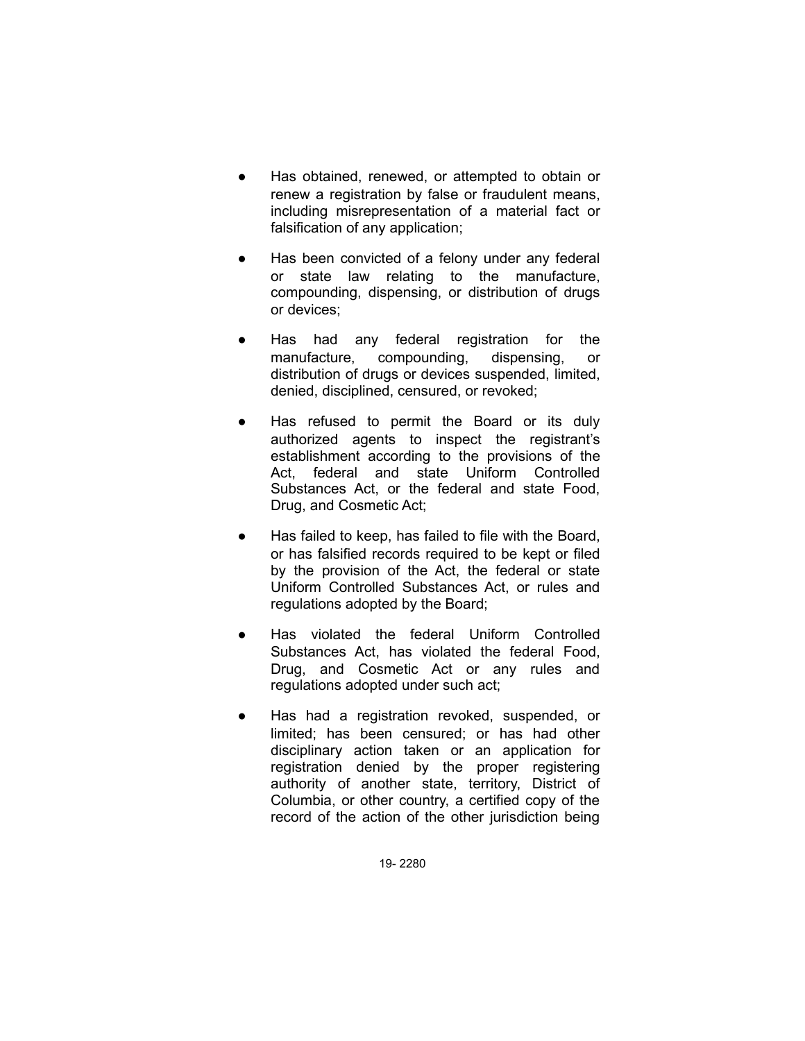- Has obtained, renewed, or attempted to obtain or renew a registration by false or fraudulent means, including misrepresentation of a material fact or falsification of any application;

- Has been convicted of a felony under any federal or state law relating to the manufacture, compounding, dispensing, or distribution of drugs or devices;

- Has had any federal registration for the manufacture, compounding, dispensing, or distribution of drugs or devices suspended, limited, denied, disciplined, censured, or revoked;

- Has refused to permit the Board or its duly authorized agents to inspect the registrant's establishment according to the provisions of the Act, federal and state Uniform Controlled Substances Act, or the federal and state Food, Drug, and Cosmetic Act;

- Has failed to keep, has failed to file with the Board, or has falsified records required to be kept or filed by the provision of the Act, the federal or state Uniform Controlled Substances Act, or rules and regulations adopted by the Board;

- Has violated the federal Uniform Controlled Substances Act, has violated the federal Food, Drug, and Cosmetic Act or any rules and regulations adopted under such act;

- Has had a registration revoked, suspended, or limited; has been censured; or has had other disciplinary action taken or an application for registration denied by the proper registering authority of another state, territory, District of Columbia, or other country, a certified copy of the record of the action of the other jurisdiction being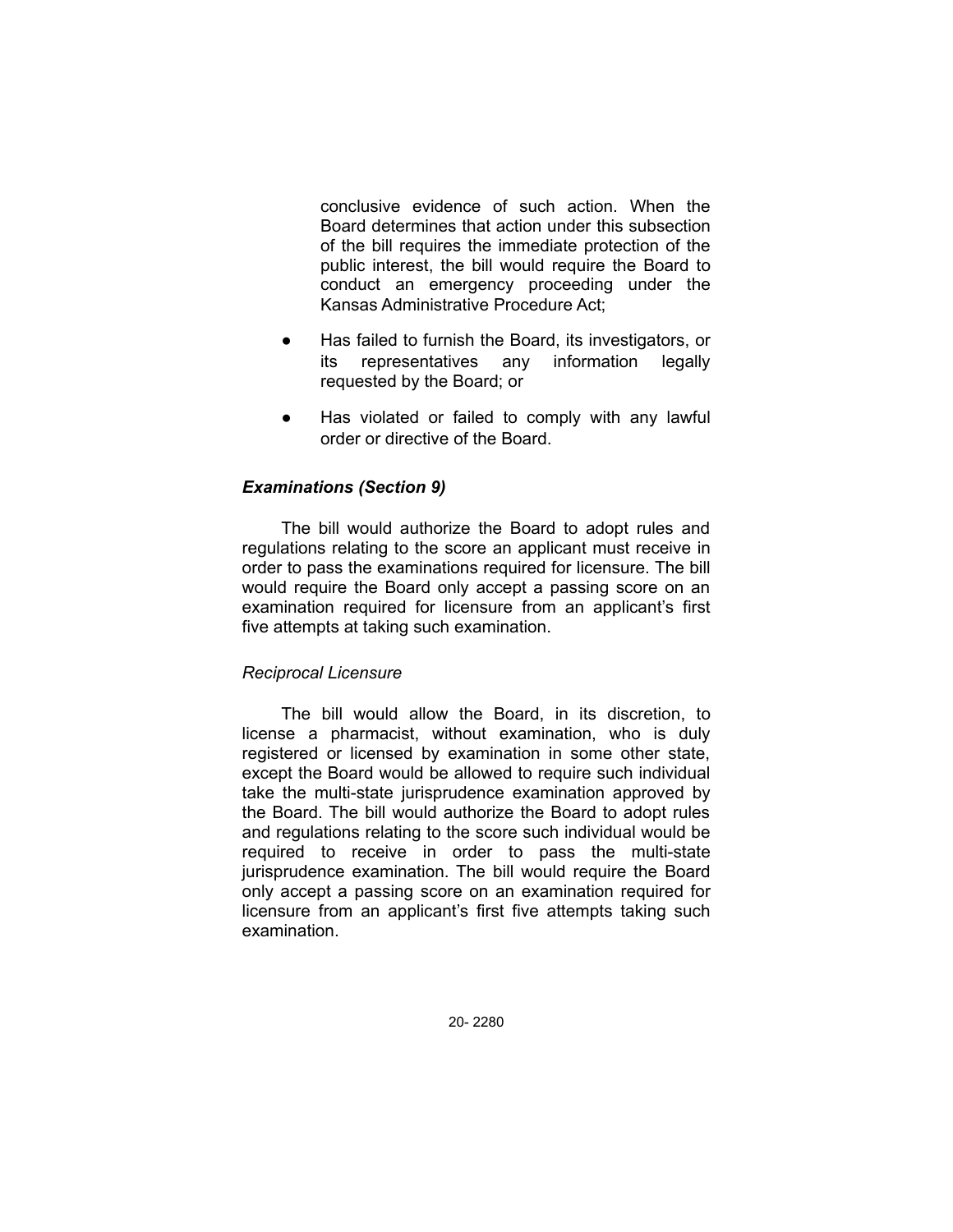conclusive evidence of such action. When the Board determines that action under this subsection of the bill requires the immediate protection of the public interest, the bill would require the Board to conduct an emergency proceeding under the Kansas Administrative Procedure Act;

- Has failed to furnish the Board, its investigators, or its representatives any information legally requested by the Board; or
- Has violated or failed to comply with any lawful order or directive of the Board.

***Examinations (Section 9)***

The bill would authorize the Board to adopt rules and regulations relating to the score an applicant must receive in order to pass the examinations required for licensure. The bill would require the Board only accept a passing score on an examination required for licensure from an applicant's first five attempts at taking such examination.

*Reciprocal Licensure*

The bill would allow the Board, in its discretion, to license a pharmacist, without examination, who is duly registered or licensed by examination in some other state, except the Board would be allowed to require such individual take the multi-state jurisprudence examination approved by the Board. The bill would authorize the Board to adopt rules and regulations relating to the score such individual would be required to receive in order to pass the multi-state jurisprudence examination. The bill would require the Board only accept a passing score on an examination required for licensure from an applicant's first five attempts taking such examination.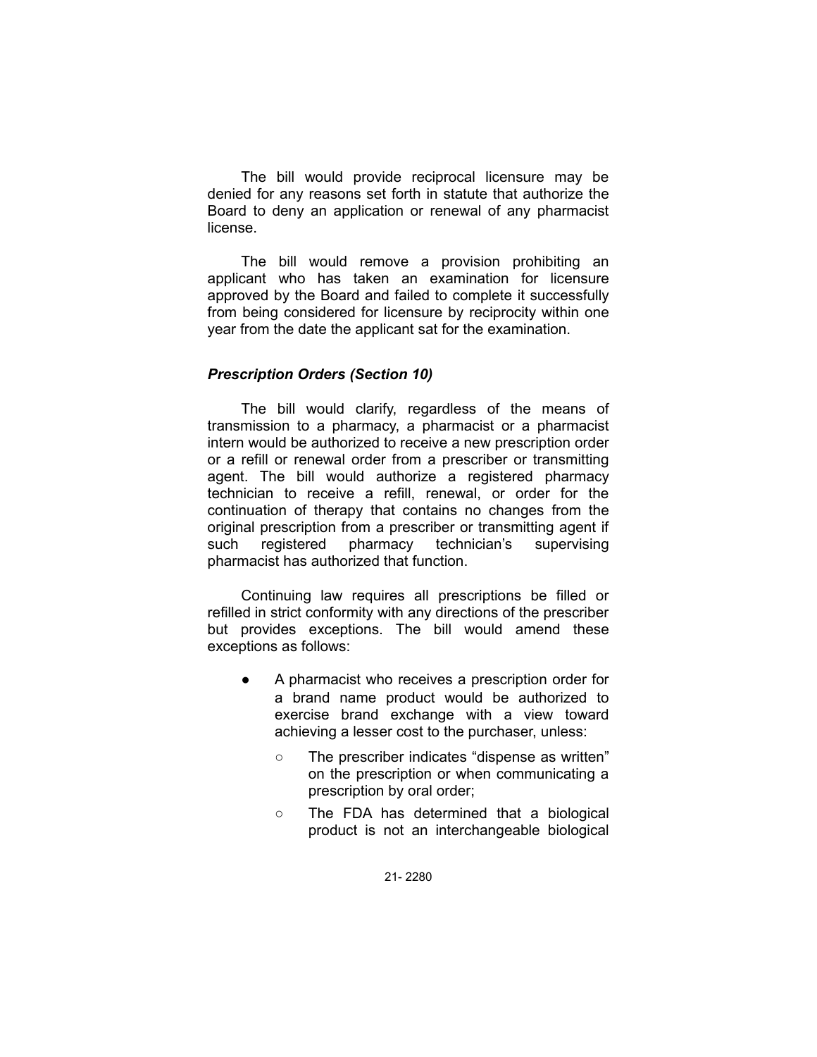The bill would provide reciprocal licensure may be denied for any reasons set forth in statute that authorize the Board to deny an application or renewal of any pharmacist license.

The bill would remove a provision prohibiting an applicant who has taken an examination for licensure approved by the Board and failed to complete it successfully from being considered for licensure by reciprocity within one year from the date the applicant sat for the examination.

### *Prescription Orders (Section 10)*

The bill would clarify, regardless of the means of transmission to a pharmacy, a pharmacist or a pharmacist intern would be authorized to receive a new prescription order or a refill or renewal order from a prescriber or transmitting agent. The bill would authorize a registered pharmacy technician to receive a refill, renewal, or order for the continuation of therapy that contains no changes from the original prescription from a prescriber or transmitting agent if such registered pharmacy technician's supervising pharmacist has authorized that function.

Continuing law requires all prescriptions be filled or refilled in strict conformity with any directions of the prescriber but provides exceptions. The bill would amend these exceptions as follows:

- A pharmacist who receives a prescription order for a brand name product would be authorized to exercise brand exchange with a view toward achieving a lesser cost to the purchaser, unless:
  - The prescriber indicates "dispense as written" on the prescription or when communicating a prescription by oral order;
  - The FDA has determined that a biological product is not an interchangeable biological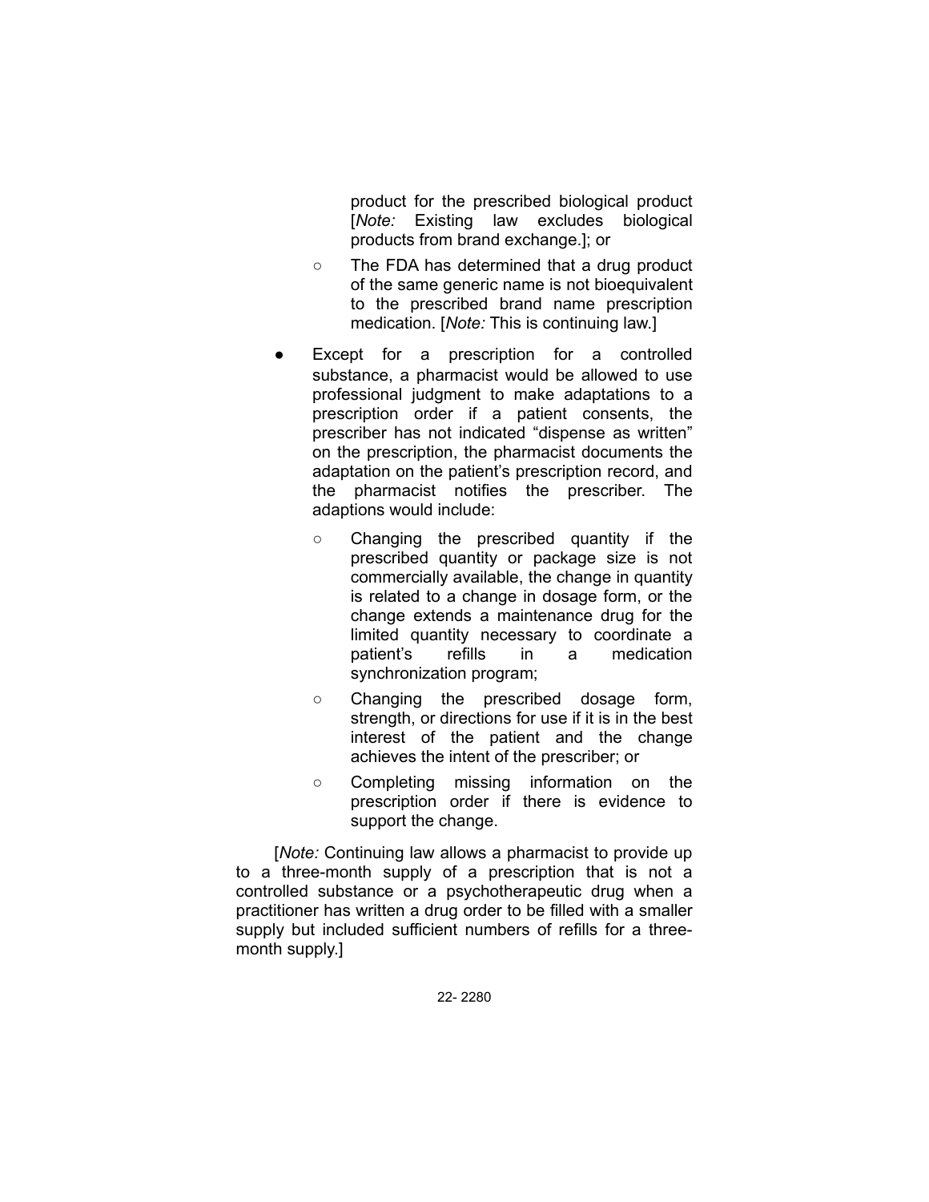product for the prescribed biological product [*Note:* Existing law excludes biological products from brand exchange.]; or

- The FDA has determined that a drug product of the same generic name is not bioequivalent to the prescribed brand name prescription medication. [*Note:* This is continuing law.]

- Except for a prescription for a controlled substance, a pharmacist would be allowed to use professional judgment to make adaptations to a prescription order if a patient consents, the prescriber has not indicated "dispense as written" on the prescription, the pharmacist documents the adaptation on the patient's prescription record, and the pharmacist notifies the prescriber. The adaptions would include:
  - Changing the prescribed quantity if the prescribed quantity or package size is not commercially available, the change in quantity is related to a change in dosage form, or the change extends a maintenance drug for the limited quantity necessary to coordinate a patient's refills in a medication synchronization program;
  - Changing the prescribed dosage form, strength, or directions for use if it is in the best interest of the patient and the change achieves the intent of the prescriber; or
  - Completing missing information on the prescription order if there is evidence to support the change.

[*Note:* Continuing law allows a pharmacist to provide up to a three-month supply of a prescription that is not a controlled substance or a psychotherapeutic drug when a practitioner has written a drug order to be filled with a smaller supply but included sufficient numbers of refills for a three-month supply.]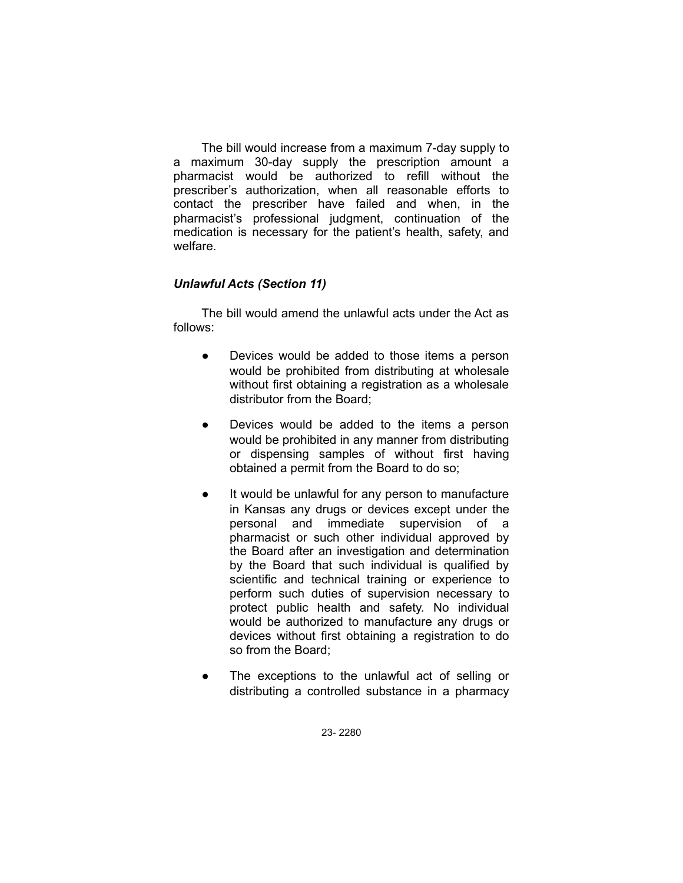The bill would increase from a maximum 7-day supply to a maximum 30-day supply the prescription amount a pharmacist would be authorized to refill without the prescriber's authorization, when all reasonable efforts to contact the prescriber have failed and when, in the pharmacist's professional judgment, continuation of the medication is necessary for the patient's health, safety, and welfare.

### *Unlawful Acts (Section 11)*

The bill would amend the unlawful acts under the Act as follows:

- Devices would be added to those items a person would be prohibited from distributing at wholesale without first obtaining a registration as a wholesale distributor from the Board;
- Devices would be added to the items a person would be prohibited in any manner from distributing or dispensing samples of without first having obtained a permit from the Board to do so;
- It would be unlawful for any person to manufacture in Kansas any drugs or devices except under the personal and immediate supervision of a pharmacist or such other individual approved by the Board after an investigation and determination by the Board that such individual is qualified by scientific and technical training or experience to perform such duties of supervision necessary to protect public health and safety. No individual would be authorized to manufacture any drugs or devices without first obtaining a registration to do so from the Board;
- The exceptions to the unlawful act of selling or distributing a controlled substance in a pharmacy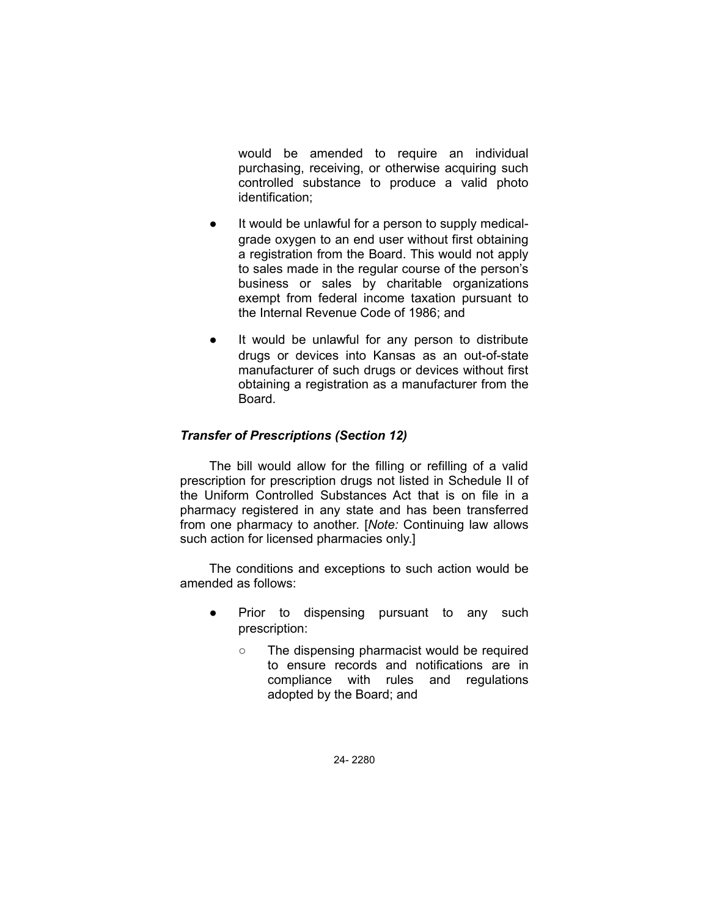would be amended to require an individual purchasing, receiving, or otherwise acquiring such controlled substance to produce a valid photo identification;

- It would be unlawful for a person to supply medical-grade oxygen to an end user without first obtaining a registration from the Board. This would not apply to sales made in the regular course of the person's business or sales by charitable organizations exempt from federal income taxation pursuant to the Internal Revenue Code of 1986; and
- It would be unlawful for any person to distribute drugs or devices into Kansas as an out-of-state manufacturer of such drugs or devices without first obtaining a registration as a manufacturer from the Board.

### *Transfer of Prescriptions (Section 12)*

The bill would allow for the filling or refilling of a valid prescription for prescription drugs not listed in Schedule II of the Uniform Controlled Substances Act that is on file in a pharmacy registered in any state and has been transferred from one pharmacy to another. [*Note:* Continuing law allows such action for licensed pharmacies only.]

The conditions and exceptions to such action would be amended as follows:

- Prior to dispensing pursuant to any such prescription:
  - The dispensing pharmacist would be required to ensure records and notifications are in compliance with rules and regulations adopted by the Board; and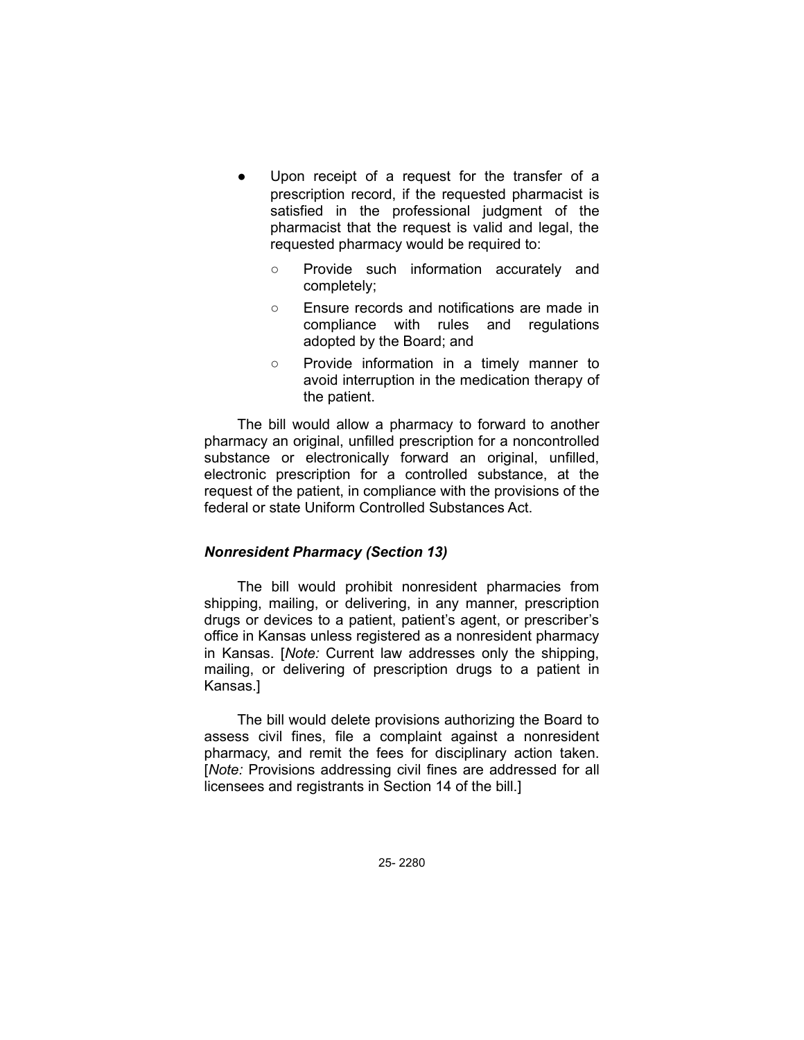- Upon receipt of a request for the transfer of a prescription record, if the requested pharmacist is satisfied in the professional judgment of the pharmacist that the request is valid and legal, the requested pharmacy would be required to:
  - Provide such information accurately and completely;
  - Ensure records and notifications are made in compliance with rules and regulations adopted by the Board; and
  - Provide information in a timely manner to avoid interruption in the medication therapy of the patient.

The bill would allow a pharmacy to forward to another pharmacy an original, unfilled prescription for a noncontrolled substance or electronically forward an original, unfilled, electronic prescription for a controlled substance, at the request of the patient, in compliance with the provisions of the federal or state Uniform Controlled Substances Act.

### *Nonresident Pharmacy (Section 13)*

The bill would prohibit nonresident pharmacies from shipping, mailing, or delivering, in any manner, prescription drugs or devices to a patient, patient's agent, or prescriber's office in Kansas unless registered as a nonresident pharmacy in Kansas. [*Note:* Current law addresses only the shipping, mailing, or delivering of prescription drugs to a patient in Kansas.]

The bill would delete provisions authorizing the Board to assess civil fines, file a complaint against a nonresident pharmacy, and remit the fees for disciplinary action taken. [*Note:* Provisions addressing civil fines are addressed for all licensees and registrants in Section 14 of the bill.]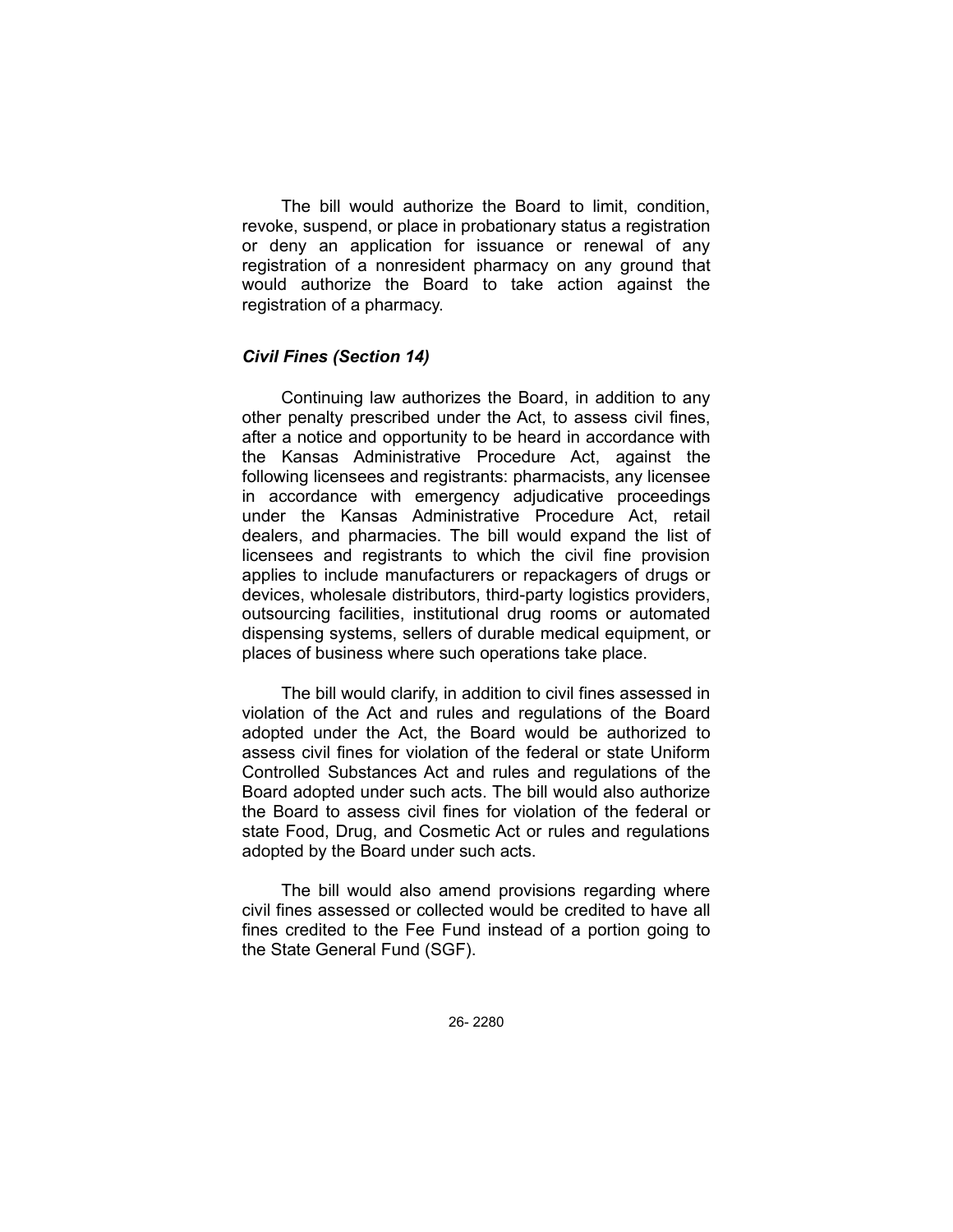The bill would authorize the Board to limit, condition, revoke, suspend, or place in probationary status a registration or deny an application for issuance or renewal of any registration of a nonresident pharmacy on any ground that would authorize the Board to take action against the registration of a pharmacy.

### *Civil Fines (Section 14)*

Continuing law authorizes the Board, in addition to any other penalty prescribed under the Act, to assess civil fines, after a notice and opportunity to be heard in accordance with the Kansas Administrative Procedure Act, against the following licensees and registrants: pharmacists, any licensee in accordance with emergency adjudicative proceedings under the Kansas Administrative Procedure Act, retail dealers, and pharmacies. The bill would expand the list of licensees and registrants to which the civil fine provision applies to include manufacturers or repackagers of drugs or devices, wholesale distributors, third-party logistics providers, outsourcing facilities, institutional drug rooms or automated dispensing systems, sellers of durable medical equipment, or places of business where such operations take place.

The bill would clarify, in addition to civil fines assessed in violation of the Act and rules and regulations of the Board adopted under the Act, the Board would be authorized to assess civil fines for violation of the federal or state Uniform Controlled Substances Act and rules and regulations of the Board adopted under such acts. The bill would also authorize the Board to assess civil fines for violation of the federal or state Food, Drug, and Cosmetic Act or rules and regulations adopted by the Board under such acts.

The bill would also amend provisions regarding where civil fines assessed or collected would be credited to have all fines credited to the Fee Fund instead of a portion going to the State General Fund (SGF).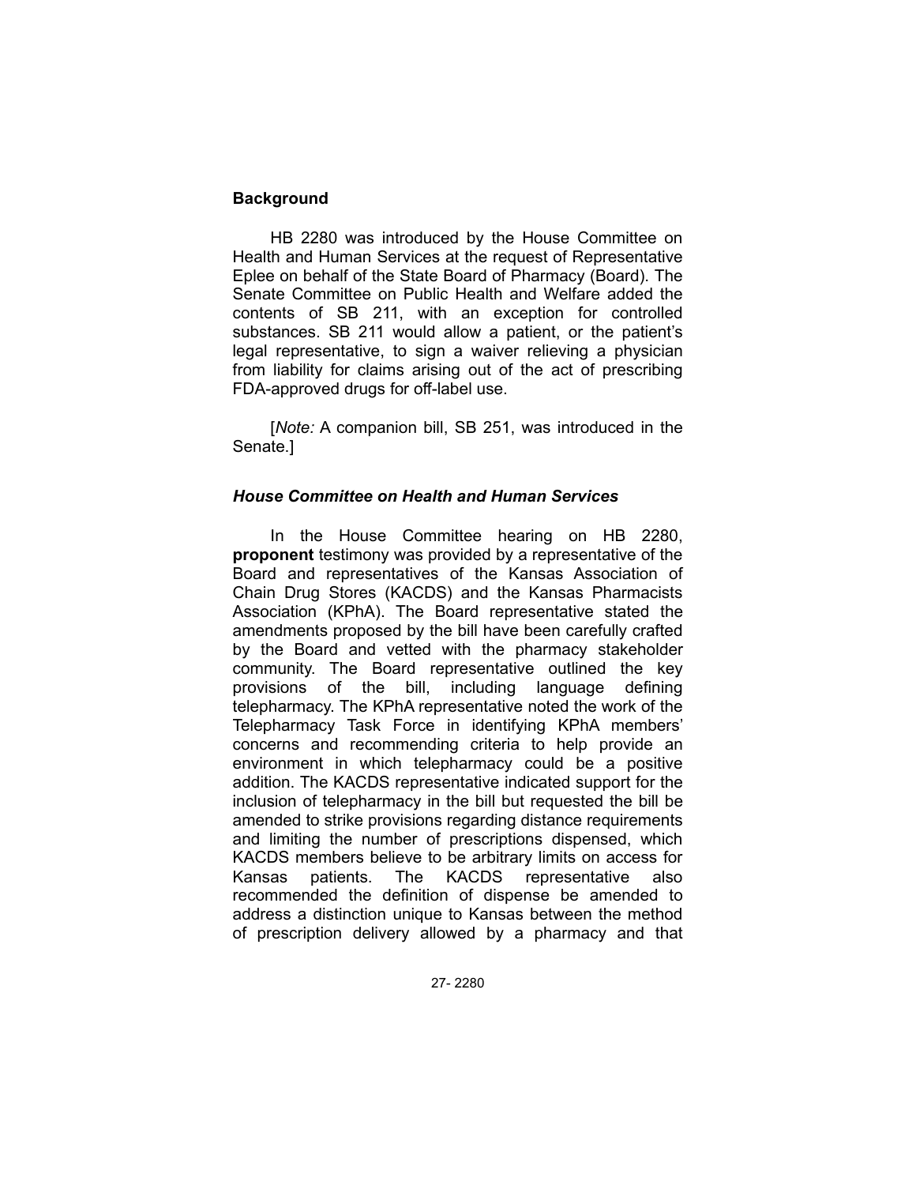## Background

HB 2280 was introduced by the House Committee on Health and Human Services at the request of Representative Eplee on behalf of the State Board of Pharmacy (Board). The Senate Committee on Public Health and Welfare added the contents of SB 211, with an exception for controlled substances. SB 211 would allow a patient, or the patient's legal representative, to sign a waiver relieving a physician from liability for claims arising out of the act of prescribing FDA-approved drugs for off-label use.

[*Note:* A companion bill, SB 251, was introduced in the Senate.]

### *House Committee on Health and Human Services*

In the House Committee hearing on HB 2280, **proponent** testimony was provided by a representative of the Board and representatives of the Kansas Association of Chain Drug Stores (KACDS) and the Kansas Pharmacists Association (KPhA). The Board representative stated the amendments proposed by the bill have been carefully crafted by the Board and vetted with the pharmacy stakeholder community. The Board representative outlined the key provisions of the bill, including language defining telepharmacy. The KPhA representative noted the work of the Telepharmacy Task Force in identifying KPhA members' concerns and recommending criteria to help provide an environment in which telepharmacy could be a positive addition. The KACDS representative indicated support for the inclusion of telepharmacy in the bill but requested the bill be amended to strike provisions regarding distance requirements and limiting the number of prescriptions dispensed, which KACDS members believe to be arbitrary limits on access for Kansas patients. The KACDS representative also recommended the definition of dispense be amended to address a distinction unique to Kansas between the method of prescription delivery allowed by a pharmacy and that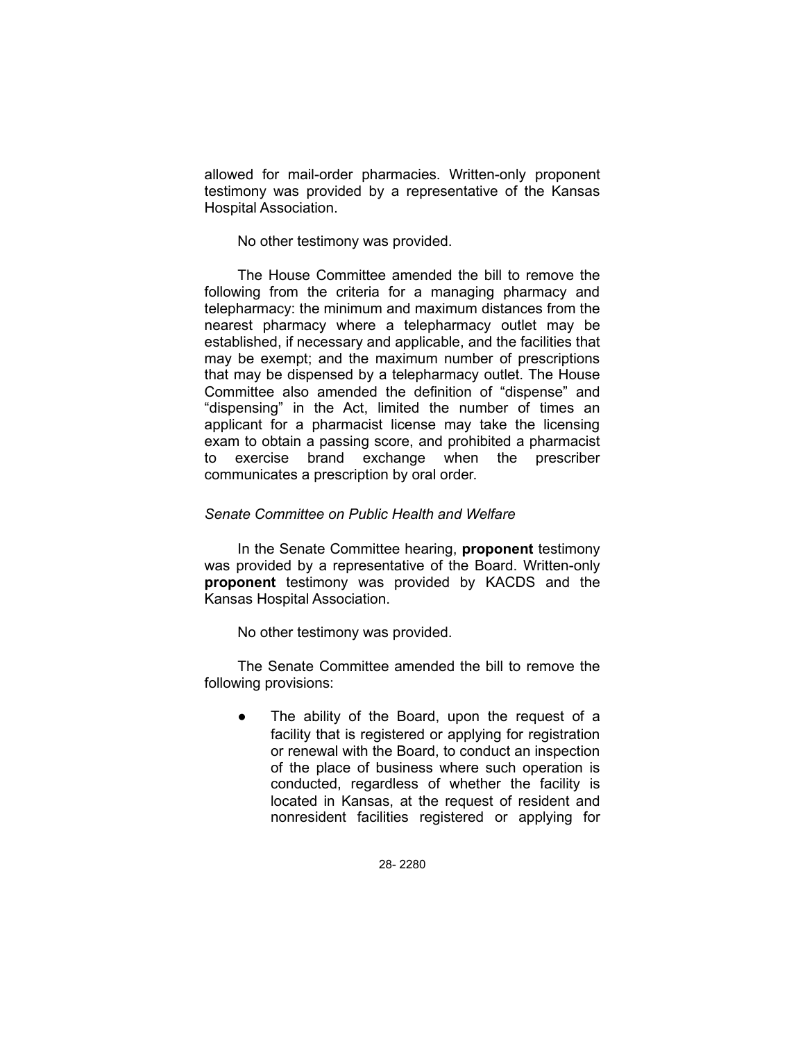allowed for mail-order pharmacies. Written-only proponent testimony was provided by a representative of the Kansas Hospital Association.

No other testimony was provided.

The House Committee amended the bill to remove the following from the criteria for a managing pharmacy and telepharmacy: the minimum and maximum distances from the nearest pharmacy where a telepharmacy outlet may be established, if necessary and applicable, and the facilities that may be exempt; and the maximum number of prescriptions that may be dispensed by a telepharmacy outlet. The House Committee also amended the definition of "dispense" and "dispensing" in the Act, limited the number of times an applicant for a pharmacist license may take the licensing exam to obtain a passing score, and prohibited a pharmacist to exercise brand exchange when the prescriber communicates a prescription by oral order.

*Senate Committee on Public Health and Welfare*

In the Senate Committee hearing, **proponent** testimony was provided by a representative of the Board. Written-only **proponent** testimony was provided by KACDS and the Kansas Hospital Association.

No other testimony was provided.

The Senate Committee amended the bill to remove the following provisions:

- The ability of the Board, upon the request of a facility that is registered or applying for registration or renewal with the Board, to conduct an inspection of the place of business where such operation is conducted, regardless of whether the facility is located in Kansas, at the request of resident and nonresident facilities registered or applying for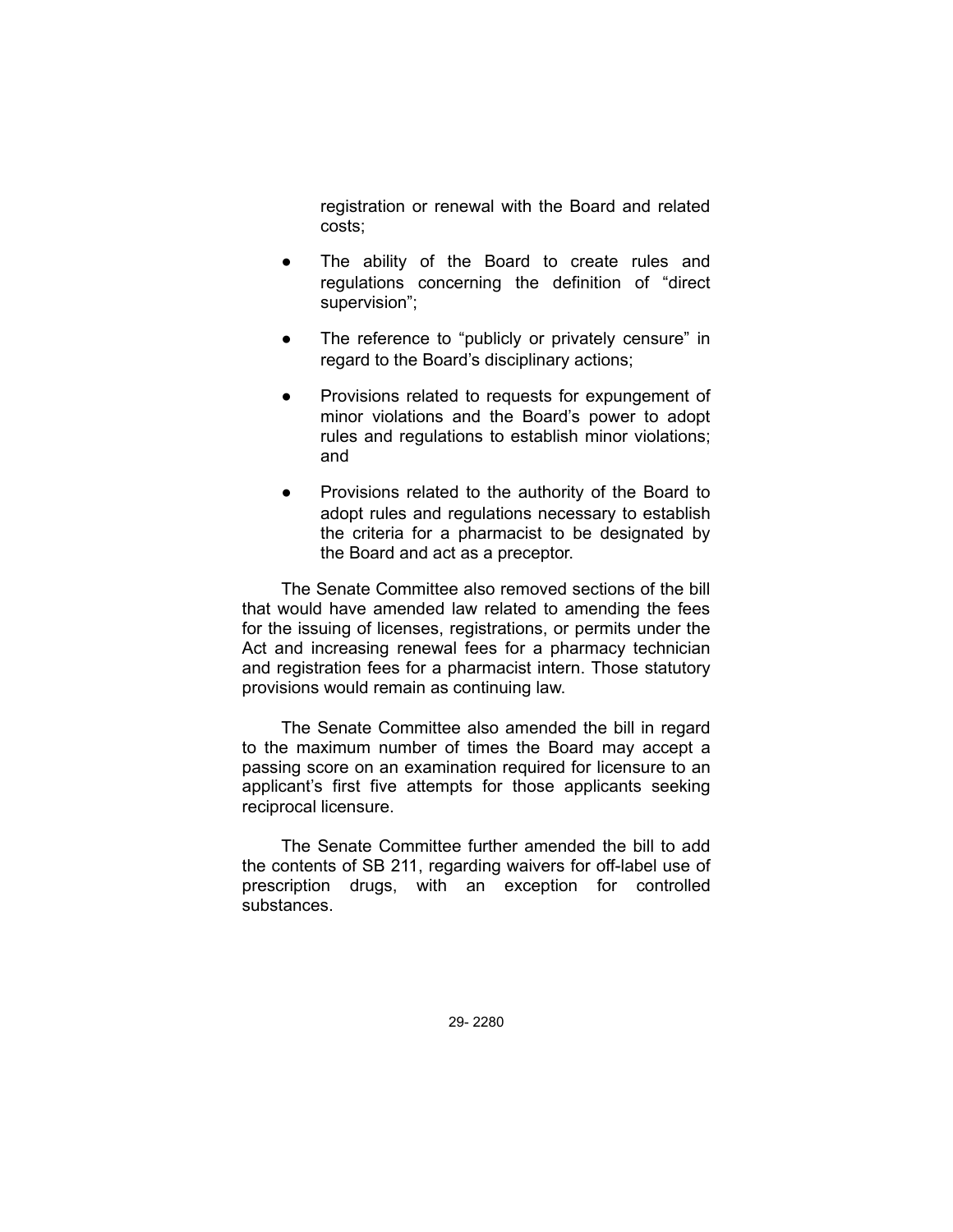registration or renewal with the Board and related costs;

- The ability of the Board to create rules and regulations concerning the definition of "direct supervision";

- The reference to "publicly or privately censure" in regard to the Board's disciplinary actions;

- Provisions related to requests for expungement of minor violations and the Board's power to adopt rules and regulations to establish minor violations; and

- Provisions related to the authority of the Board to adopt rules and regulations necessary to establish the criteria for a pharmacist to be designated by the Board and act as a preceptor.

The Senate Committee also removed sections of the bill that would have amended law related to amending the fees for the issuing of licenses, registrations, or permits under the Act and increasing renewal fees for a pharmacy technician and registration fees for a pharmacist intern. Those statutory provisions would remain as continuing law.

The Senate Committee also amended the bill in regard to the maximum number of times the Board may accept a passing score on an examination required for licensure to an applicant's first five attempts for those applicants seeking reciprocal licensure.

The Senate Committee further amended the bill to add the contents of SB 211, regarding waivers for off-label use of prescription drugs, with an exception for controlled substances.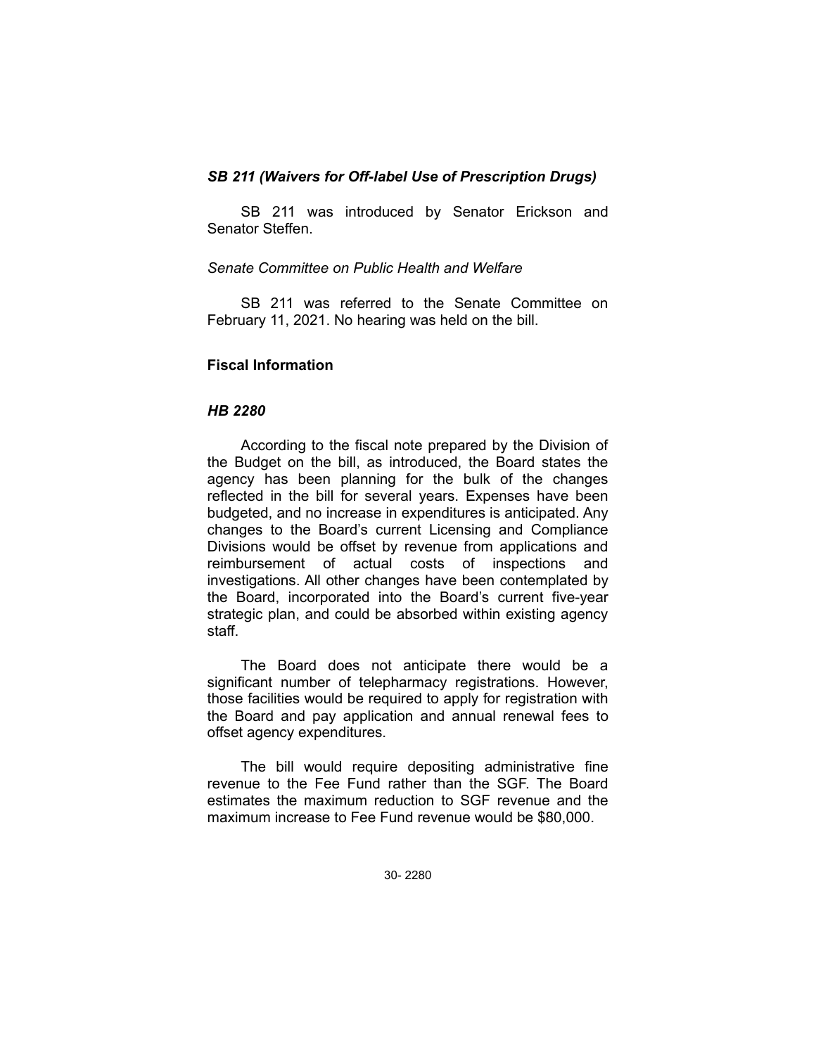***SB 211 (Waivers for Off-label Use of Prescription Drugs)***

SB 211 was introduced by Senator Erickson and Senator Steffen.

*Senate Committee on Public Health and Welfare*

SB 211 was referred to the Senate Committee on February 11, 2021. No hearing was held on the bill.

**Fiscal Information**

***HB 2280***

According to the fiscal note prepared by the Division of the Budget on the bill, as introduced, the Board states the agency has been planning for the bulk of the changes reflected in the bill for several years. Expenses have been budgeted, and no increase in expenditures is anticipated. Any changes to the Board's current Licensing and Compliance Divisions would be offset by revenue from applications and reimbursement of actual costs of inspections and investigations. All other changes have been contemplated by the Board, incorporated into the Board's current five-year strategic plan, and could be absorbed within existing agency staff.

The Board does not anticipate there would be a significant number of telepharmacy registrations. However, those facilities would be required to apply for registration with the Board and pay application and annual renewal fees to offset agency expenditures.

The bill would require depositing administrative fine revenue to the Fee Fund rather than the SGF. The Board estimates the maximum reduction to SGF revenue and the maximum increase to Fee Fund revenue would be $80,000.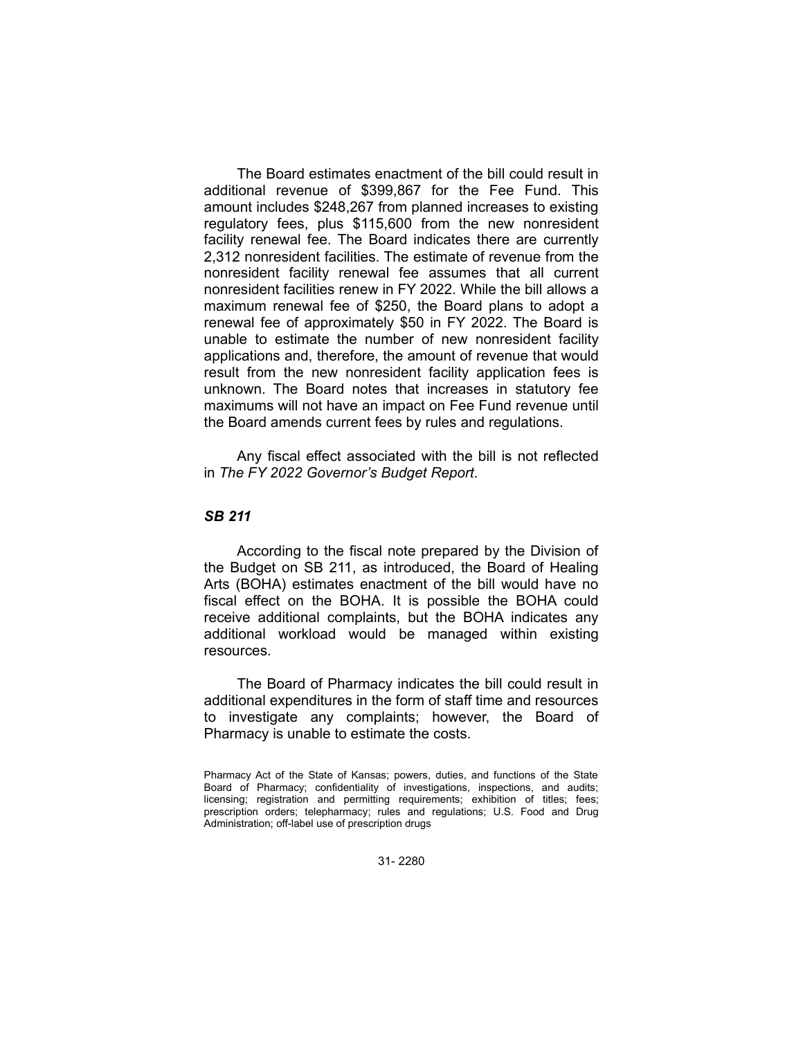The Board estimates enactment of the bill could result in additional revenue of $399,867 for the Fee Fund. This amount includes $248,267 from planned increases to existing regulatory fees, plus $115,600 from the new nonresident facility renewal fee. The Board indicates there are currently 2,312 nonresident facilities. The estimate of revenue from the nonresident facility renewal fee assumes that all current nonresident facilities renew in FY 2022. While the bill allows a maximum renewal fee of $250, the Board plans to adopt a renewal fee of approximately $50 in FY 2022. The Board is unable to estimate the number of new nonresident facility applications and, therefore, the amount of revenue that would result from the new nonresident facility application fees is unknown. The Board notes that increases in statutory fee maximums will not have an impact on Fee Fund revenue until the Board amends current fees by rules and regulations.

Any fiscal effect associated with the bill is not reflected in *The FY 2022 Governor's Budget Report*.

### *SB 211*

According to the fiscal note prepared by the Division of the Budget on SB 211, as introduced, the Board of Healing Arts (BOHA) estimates enactment of the bill would have no fiscal effect on the BOHA. It is possible the BOHA could receive additional complaints, but the BOHA indicates any additional workload would be managed within existing resources.

The Board of Pharmacy indicates the bill could result in additional expenditures in the form of staff time and resources to investigate any complaints; however, the Board of Pharmacy is unable to estimate the costs.

Pharmacy Act of the State of Kansas; powers, duties, and functions of the State Board of Pharmacy; confidentiality of investigations, inspections, and audits; licensing; registration and permitting requirements; exhibition of titles; fees; prescription orders; telepharmacy; rules and regulations; U.S. Food and Drug Administration; off-label use of prescription drugs